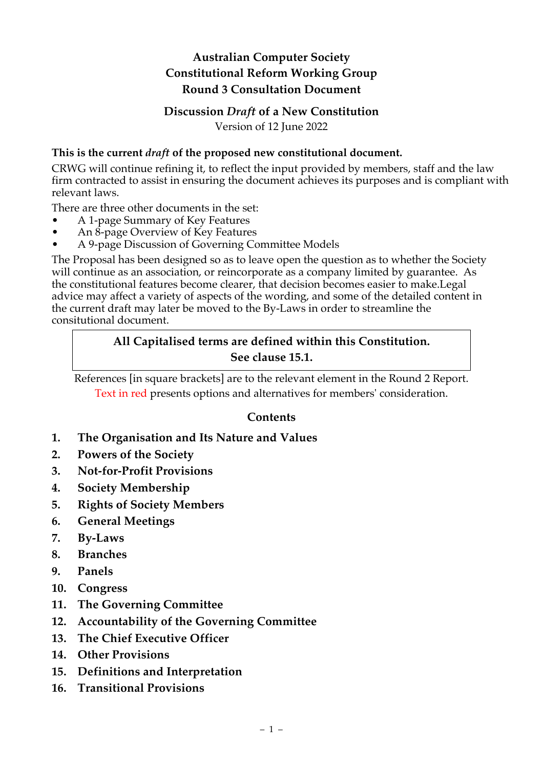# Australian Computer Society
# Constitutional Reform Working Group
# Round 3 Consultation Document

## Discussion *Draft* of a New Constitution

Version of 12 June 2022

**This is the current *draft* of the proposed new constitutional document.**

CRWG will continue refining it, to reflect the input provided by members, staff and the law firm contracted to assist in ensuring the document achieves its purposes and is compliant with relevant laws.

There are three other documents in the set:

- A 1-page Summary of Key Features
- An 8-page Overview of Key Features
- A 9-page Discussion of Governing Committee Models

The Proposal has been designed so as to leave open the question as to whether the Society will continue as an association, or reincorporate as a company limited by guarantee. As the constitutional features become clearer, that decision becomes easier to make.Legal advice may affect a variety of aspects of the wording, and some of the detailed content in the current draft may later be moved to the By-Laws in order to streamline the consitutional document.

> **All Capitalised terms are defined within this Constitution.**
> **See clause 15.1.**

References [in square brackets] are to the relevant element in the Round 2 Report.

Text in red presents options and alternatives for members' consideration.

## Contents

1. **The Organisation and Its Nature and Values**
2. **Powers of the Society**
3. **Not-for-Profit Provisions**
4. **Society Membership**
5. **Rights of Society Members**
6. **General Meetings**
7. **By-Laws**
8. **Branches**
9. **Panels**
10. **Congress**
11. **The Governing Committee**
12. **Accountability of the Governing Committee**
13. **The Chief Executive Officer**
14. **Other Provisions**
15. **Definitions and Interpretation**
16. **Transitional Provisions**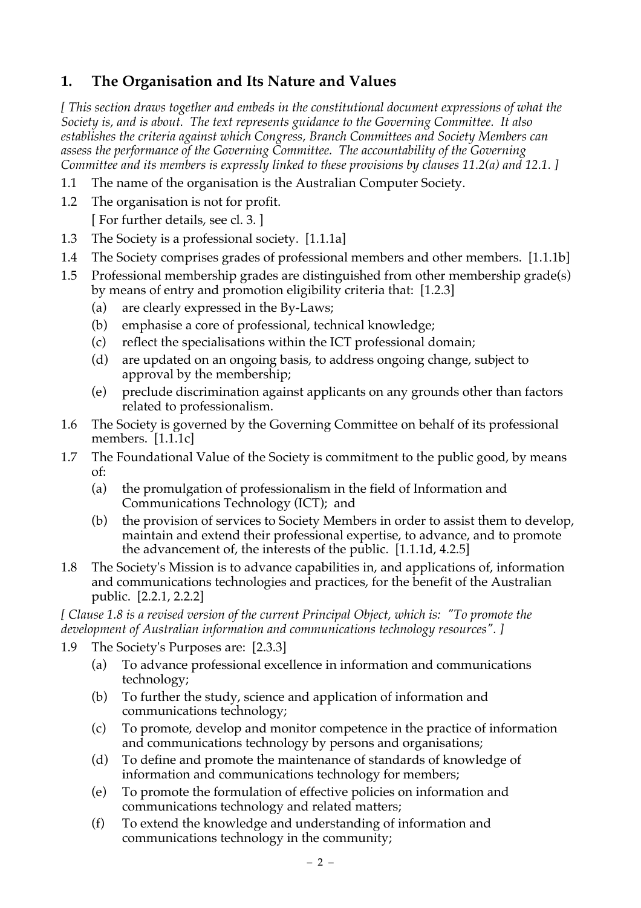## 1. The Organisation and Its Nature and Values

*[ This section draws together and embeds in the constitutional document expressions of what the Society is, and is about. The text represents guidance to the Governing Committee. It also establishes the criteria against which Congress, Branch Committees and Society Members can assess the performance of the Governing Committee. The accountability of the Governing Committee and its members is expressly linked to these provisions by clauses 11.2(a) and 12.1. ]*

1.1 The name of the organisation is the Australian Computer Society.

1.2 The organisation is not for profit.

   [ For further details, see cl. 3. ]

1.3 The Society is a professional society. [1.1.1a]

1.4 The Society comprises grades of professional members and other members. [1.1.1b]

1.5 Professional membership grades are distinguished from other membership grade(s) by means of entry and promotion eligibility criteria that: [1.2.3]

   (a) are clearly expressed in the By-Laws;

   (b) emphasise a core of professional, technical knowledge;

   (c) reflect the specialisations within the ICT professional domain;

   (d) are updated on an ongoing basis, to address ongoing change, subject to approval by the membership;

   (e) preclude discrimination against applicants on any grounds other than factors related to professionalism.

1.6 The Society is governed by the Governing Committee on behalf of its professional members. [1.1.1c]

1.7 The Foundational Value of the Society is commitment to the public good, by means of:

   (a) the promulgation of professionalism in the field of Information and Communications Technology (ICT); and

   (b) the provision of services to Society Members in order to assist them to develop, maintain and extend their professional expertise, to advance, and to promote the advancement of, the interests of the public. [1.1.1d, 4.2.5]

1.8 The Society's Mission is to advance capabilities in, and applications of, information and communications technologies and practices, for the benefit of the Australian public. [2.2.1, 2.2.2]

*[ Clause 1.8 is a revised version of the current Principal Object, which is: "To promote the development of Australian information and communications technology resources". ]*

1.9 The Society's Purposes are: [2.3.3]

   (a) To advance professional excellence in information and communications technology;

   (b) To further the study, science and application of information and communications technology;

   (c) To promote, develop and monitor competence in the practice of information and communications technology by persons and organisations;

   (d) To define and promote the maintenance of standards of knowledge of information and communications technology for members;

   (e) To promote the formulation of effective policies on information and communications technology and related matters;

   (f) To extend the knowledge and understanding of information and communications technology in the community;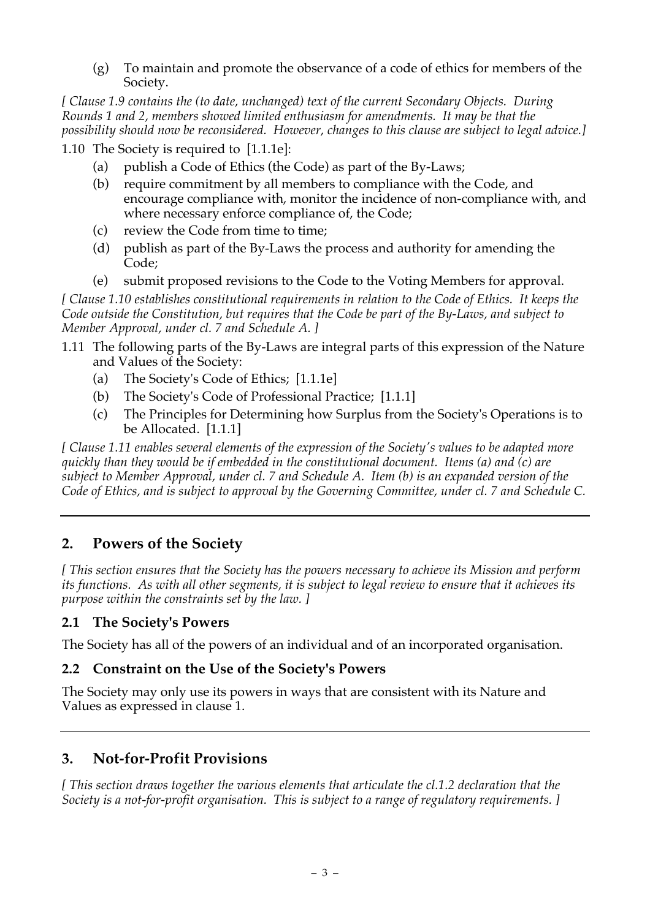(g) To maintain and promote the observance of a code of ethics for members of the Society.

*[ Clause 1.9 contains the (to date, unchanged) text of the current Secondary Objects. During Rounds 1 and 2, members showed limited enthusiasm for amendments. It may be that the possibility should now be reconsidered. However, changes to this clause are subject to legal advice.]*

1.10 The Society is required to [1.1.1e]:

- (a) publish a Code of Ethics (the Code) as part of the By-Laws;
- (b) require commitment by all members to compliance with the Code, and encourage compliance with, monitor the incidence of non-compliance with, and where necessary enforce compliance of, the Code;
- (c) review the Code from time to time;
- (d) publish as part of the By-Laws the process and authority for amending the Code;
- (e) submit proposed revisions to the Code to the Voting Members for approval.

*[ Clause 1.10 establishes constitutional requirements in relation to the Code of Ethics. It keeps the Code outside the Constitution, but requires that the Code be part of the By-Laws, and subject to Member Approval, under cl. 7 and Schedule A. ]*

1.11 The following parts of the By-Laws are integral parts of this expression of the Nature and Values of the Society:

- (a) The Society's Code of Ethics; [1.1.1e]
- (b) The Society's Code of Professional Practice; [1.1.1]
- (c) The Principles for Determining how Surplus from the Society's Operations is to be Allocated. [1.1.1]

*[ Clause 1.11 enables several elements of the expression of the Society's values to be adapted more quickly than they would be if embedded in the constitutional document. Items (a) and (c) are subject to Member Approval, under cl. 7 and Schedule A. Item (b) is an expanded version of the Code of Ethics, and is subject to approval by the Governing Committee, under cl. 7 and Schedule C.*

---

## 2. Powers of the Society

*[ This section ensures that the Society has the powers necessary to achieve its Mission and perform its functions. As with all other segments, it is subject to legal review to ensure that it achieves its purpose within the constraints set by the law. ]*

### 2.1 The Society's Powers

The Society has all of the powers of an individual and of an incorporated organisation.

### 2.2 Constraint on the Use of the Society's Powers

The Society may only use its powers in ways that are consistent with its Nature and Values as expressed in clause 1.

---

## 3. Not-for-Profit Provisions

*[ This section draws together the various elements that articulate the cl.1.2 declaration that the Society is a not-for-profit organisation. This is subject to a range of regulatory requirements. ]*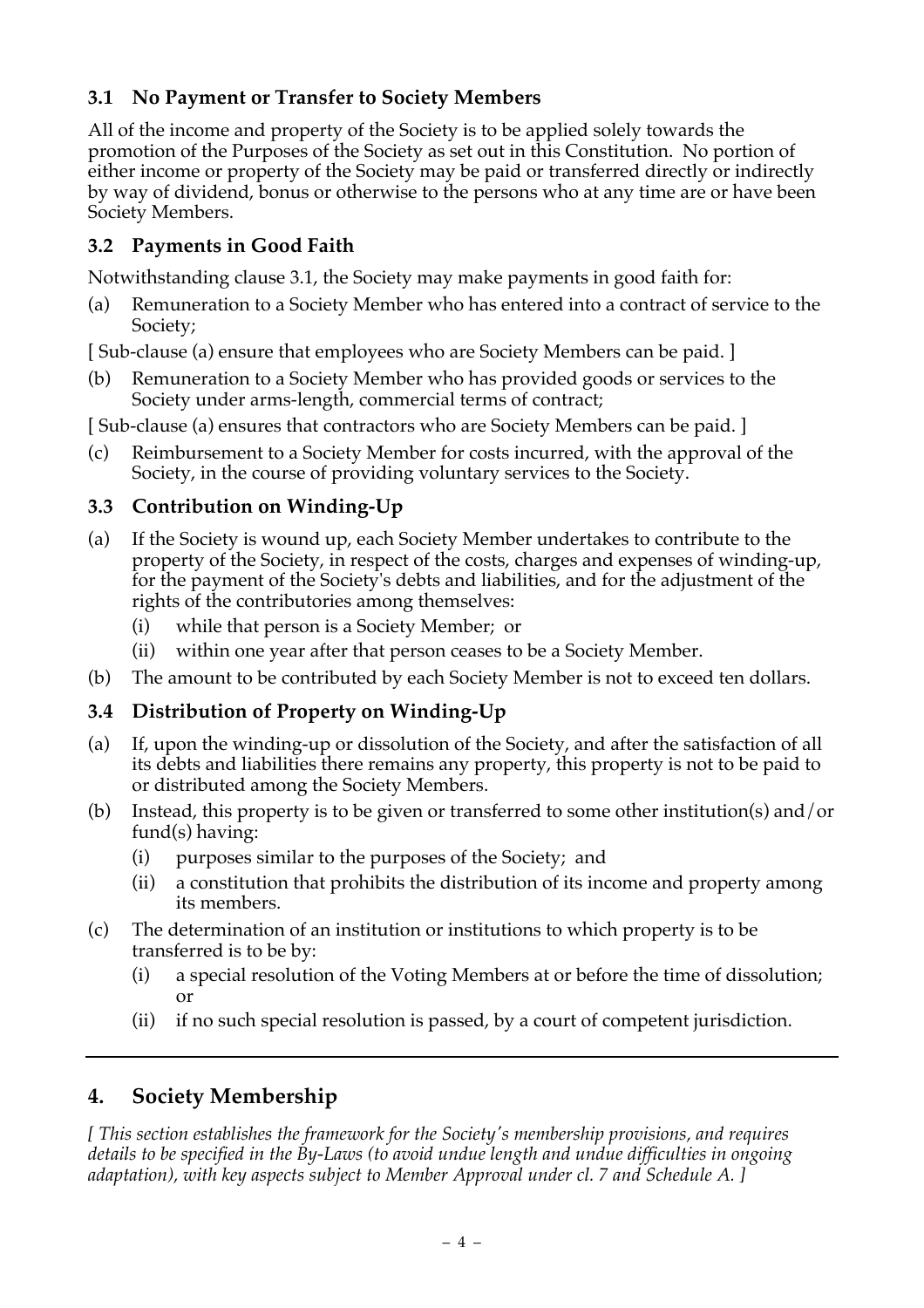### 3.1 No Payment or Transfer to Society Members

All of the income and property of the Society is to be applied solely towards the promotion of the Purposes of the Society as set out in this Constitution. No portion of either income or property of the Society may be paid or transferred directly or indirectly by way of dividend, bonus or otherwise to the persons who at any time are or have been Society Members.

### 3.2 Payments in Good Faith

Notwithstanding clause 3.1, the Society may make payments in good faith for:

(a) Remuneration to a Society Member who has entered into a contract of service to the Society;

[ Sub-clause (a) ensure that employees who are Society Members can be paid. ]

(b) Remuneration to a Society Member who has provided goods or services to the Society under arms-length, commercial terms of contract;

[ Sub-clause (a) ensures that contractors who are Society Members can be paid. ]

(c) Reimbursement to a Society Member for costs incurred, with the approval of the Society, in the course of providing voluntary services to the Society.

### 3.3 Contribution on Winding-Up

(a) If the Society is wound up, each Society Member undertakes to contribute to the property of the Society, in respect of the costs, charges and expenses of winding-up, for the payment of the Society's debts and liabilities, and for the adjustment of the rights of the contributories among themselves:

   (i) while that person is a Society Member; or

   (ii) within one year after that person ceases to be a Society Member.

(b) The amount to be contributed by each Society Member is not to exceed ten dollars.

### 3.4 Distribution of Property on Winding-Up

(a) If, upon the winding-up or dissolution of the Society, and after the satisfaction of all its debts and liabilities there remains any property, this property is not to be paid to or distributed among the Society Members.

(b) Instead, this property is to be given or transferred to some other institution(s) and/or fund(s) having:

   (i) purposes similar to the purposes of the Society; and

   (ii) a constitution that prohibits the distribution of its income and property among its members.

(c) The determination of an institution or institutions to which property is to be transferred is to be by:

   (i) a special resolution of the Voting Members at or before the time of dissolution; or

   (ii) if no such special resolution is passed, by a court of competent jurisdiction.

---

## 4. Society Membership

*[ This section establishes the framework for the Society's membership provisions, and requires details to be specified in the By-Laws (to avoid undue length and undue difficulties in ongoing adaptation), with key aspects subject to Member Approval under cl. 7 and Schedule A. ]*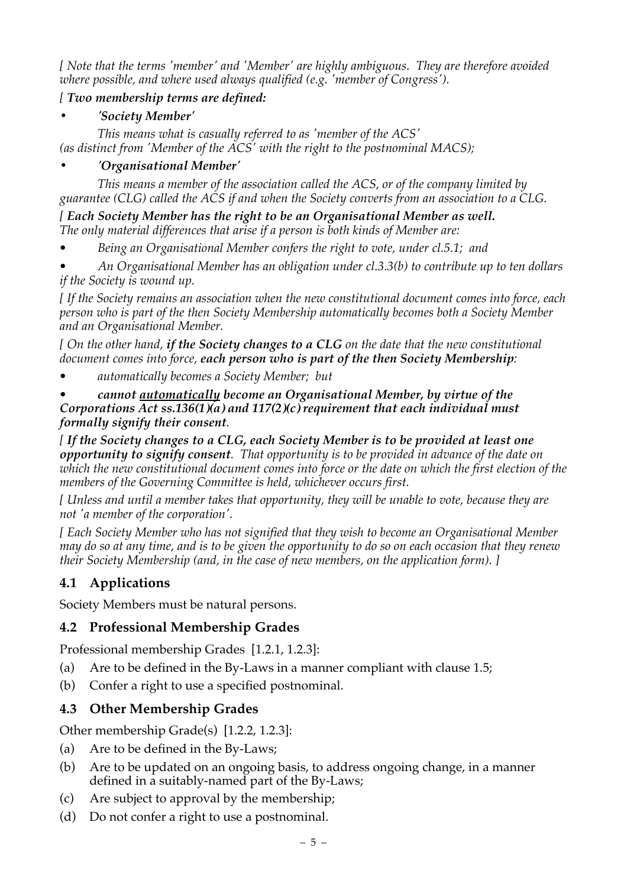*[ Note that the terms 'member' and 'Member' are highly ambiguous. They are therefore avoided where possible, and where used always qualified (e.g. 'member of Congress').*

*[ **Two membership terms are defined:***

- ***'Society Member'***

  *This means what is casually referred to as 'member of the ACS' (as distinct from 'Member of the ACS' with the right to the postnominal MACS);*

- ***'Organisational Member'***

  *This means a member of the association called the ACS, or of the company limited by guarantee (CLG) called the ACS if and when the Society converts from an association to a CLG.*

*[ **Each Society Member has the right to be an Organisational Member as well.** The only material differences that arise if a person is both kinds of Member are:*

- *Being an Organisational Member confers the right to vote, under cl.5.1; and*
- *An Organisational Member has an obligation under cl.3.3(b) to contribute up to ten dollars if the Society is wound up.*

*[ If the Society remains an association when the new constitutional document comes into force, each person who is part of the then Society Membership automatically becomes both a Society Member and an Organisational Member.*

*[ On the other hand, **if the Society changes to a CLG** on the date that the new constitutional document comes into force, **each person who is part of the then Society Membership**:*

- *automatically becomes a Society Member; but*
- ***cannot <u>automatically</u> become an Organisational Member, by virtue of the Corporations Act ss.136(1)(a) and 117(2)(c) requirement that each individual must formally signify their consent**.*

*[ **If the Society changes to a CLG, each Society Member is to be provided at least one opportunity to signify consent**. That opportunity is to be provided in advance of the date on which the new constitutional document comes into force or the date on which the first election of the members of the Governing Committee is held, whichever occurs first.*

*[ Unless and until a member takes that opportunity, they will be unable to vote, because they are not 'a member of the corporation'.*

*[ Each Society Member who has not signified that they wish to become an Organisational Member may do so at any time, and is to be given the opportunity to do so on each occasion that they renew their Society Membership (and, in the case of new members, on the application form). ]*

## 4.1 Applications

Society Members must be natural persons.

## 4.2 Professional Membership Grades

Professional membership Grades [1.2.1, 1.2.3]:

(a) Are to be defined in the By-Laws in a manner compliant with clause 1.5;
(b) Confer a right to use a specified postnominal.

## 4.3 Other Membership Grades

Other membership Grade(s) [1.2.2, 1.2.3]:

(a) Are to be defined in the By-Laws;
(b) Are to be updated on an ongoing basis, to address ongoing change, in a manner defined in a suitably-named part of the By-Laws;
(c) Are subject to approval by the membership;
(d) Do not confer a right to use a postnominal.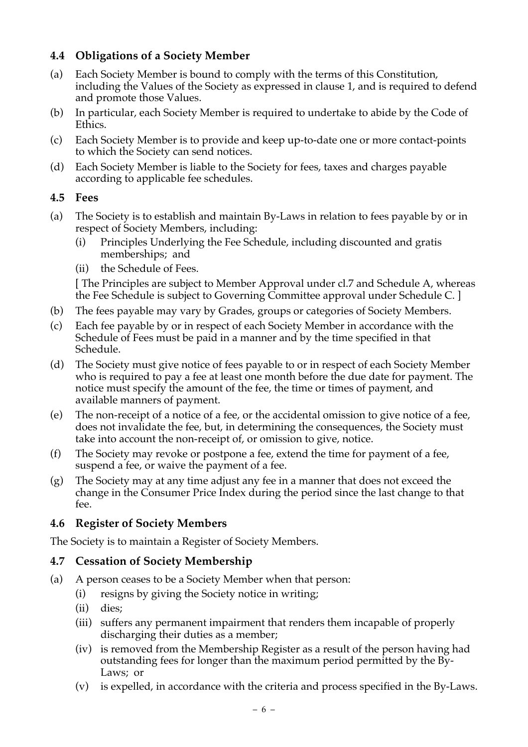### 4.4 Obligations of a Society Member

(a) Each Society Member is bound to comply with the terms of this Constitution, including the Values of the Society as expressed in clause 1, and is required to defend and promote those Values.

(b) In particular, each Society Member is required to undertake to abide by the Code of Ethics.

(c) Each Society Member is to provide and keep up-to-date one or more contact-points to which the Society can send notices.

(d) Each Society Member is liable to the Society for fees, taxes and charges payable according to applicable fee schedules.

### 4.5 Fees

(a) The Society is to establish and maintain By-Laws in relation to fees payable by or in respect of Society Members, including:

  (i) Principles Underlying the Fee Schedule, including discounted and gratis memberships; and

  (ii) the Schedule of Fees.

  [ The Principles are subject to Member Approval under cl.7 and Schedule A, whereas the Fee Schedule is subject to Governing Committee approval under Schedule C. ]

(b) The fees payable may vary by Grades, groups or categories of Society Members.

(c) Each fee payable by or in respect of each Society Member in accordance with the Schedule of Fees must be paid in a manner and by the time specified in that Schedule.

(d) The Society must give notice of fees payable to or in respect of each Society Member who is required to pay a fee at least one month before the due date for payment. The notice must specify the amount of the fee, the time or times of payment, and available manners of payment.

(e) The non-receipt of a notice of a fee, or the accidental omission to give notice of a fee, does not invalidate the fee, but, in determining the consequences, the Society must take into account the non-receipt of, or omission to give, notice.

(f) The Society may revoke or postpone a fee, extend the time for payment of a fee, suspend a fee, or waive the payment of a fee.

(g) The Society may at any time adjust any fee in a manner that does not exceed the change in the Consumer Price Index during the period since the last change to that fee.

### 4.6 Register of Society Members

The Society is to maintain a Register of Society Members.

### 4.7 Cessation of Society Membership

(a) A person ceases to be a Society Member when that person:

  (i) resigns by giving the Society notice in writing;

  (ii) dies;

  (iii) suffers any permanent impairment that renders them incapable of properly discharging their duties as a member;

  (iv) is removed from the Membership Register as a result of the person having had outstanding fees for longer than the maximum period permitted by the By-Laws; or

  (v) is expelled, in accordance with the criteria and process specified in the By-Laws.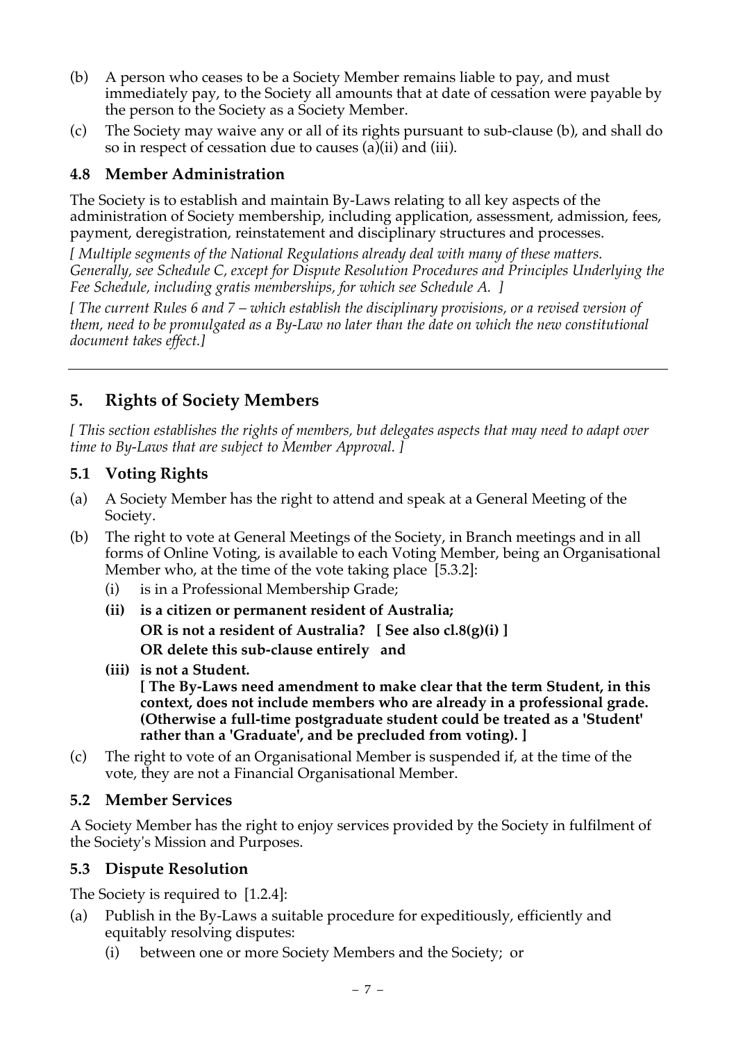(b) A person who ceases to be a Society Member remains liable to pay, and must immediately pay, to the Society all amounts that at date of cessation were payable by the person to the Society as a Society Member.

(c) The Society may waive any or all of its rights pursuant to sub-clause (b), and shall do so in respect of cessation due to causes (a)(ii) and (iii).

### 4.8 Member Administration

The Society is to establish and maintain By-Laws relating to all key aspects of the administration of Society membership, including application, assessment, admission, fees, payment, deregistration, reinstatement and disciplinary structures and processes.

*[ Multiple segments of the National Regulations already deal with many of these matters. Generally, see Schedule C, except for Dispute Resolution Procedures and Principles Underlying the Fee Schedule, including gratis memberships, for which see Schedule A. ]*

*[ The current Rules 6 and 7 – which establish the disciplinary provisions, or a revised version of them, need to be promulgated as a By-Law no later than the date on which the new constitutional document takes effect.]*

---

## 5. Rights of Society Members

*[ This section establishes the rights of members, but delegates aspects that may need to adapt over time to By-Laws that are subject to Member Approval. ]*

### 5.1 Voting Rights

(a) A Society Member has the right to attend and speak at a General Meeting of the Society.

(b) The right to vote at General Meetings of the Society, in Branch meetings and in all forms of Online Voting, is available to each Voting Member, being an Organisational Member who, at the time of the vote taking place [5.3.2]:

   (i) is in a Professional Membership Grade;

   **(ii) is a citizen or permanent resident of Australia;**
   **OR is not a resident of Australia? [ See also cl.8(g)(i) ]**
   **OR delete this sub-clause entirely and**

   **(iii) is not a Student.**
   **[ The By-Laws need amendment to make clear that the term Student, in this context, does not include members who are already in a professional grade. (Otherwise a full-time postgraduate student could be treated as a 'Student' rather than a 'Graduate', and be precluded from voting). ]**

(c) The right to vote of an Organisational Member is suspended if, at the time of the vote, they are not a Financial Organisational Member.

### 5.2 Member Services

A Society Member has the right to enjoy services provided by the Society in fulfilment of the Society's Mission and Purposes.

### 5.3 Dispute Resolution

The Society is required to [1.2.4]:

(a) Publish in the By-Laws a suitable procedure for expeditiously, efficiently and equitably resolving disputes:

   (i) between one or more Society Members and the Society; or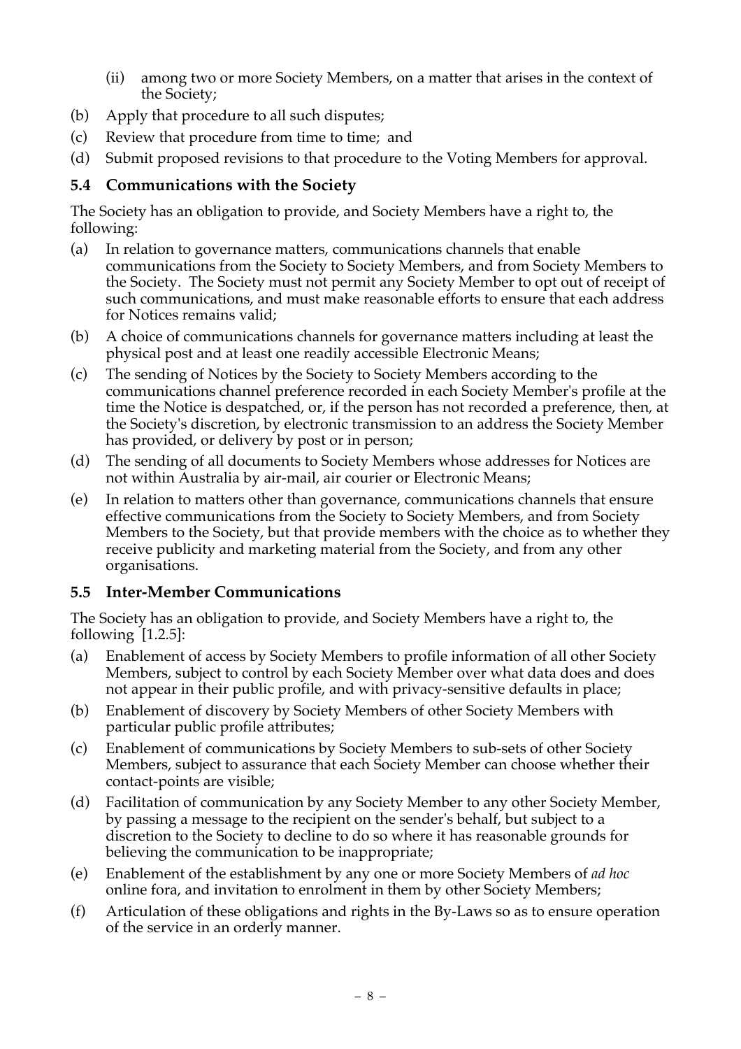(ii) among two or more Society Members, on a matter that arises in the context of the Society;

(b) Apply that procedure to all such disputes;

(c) Review that procedure from time to time; and

(d) Submit proposed revisions to that procedure to the Voting Members for approval.

### 5.4 Communications with the Society

The Society has an obligation to provide, and Society Members have a right to, the following:

(a) In relation to governance matters, communications channels that enable communications from the Society to Society Members, and from Society Members to the Society. The Society must not permit any Society Member to opt out of receipt of such communications, and must make reasonable efforts to ensure that each address for Notices remains valid;

(b) A choice of communications channels for governance matters including at least the physical post and at least one readily accessible Electronic Means;

(c) The sending of Notices by the Society to Society Members according to the communications channel preference recorded in each Society Member's profile at the time the Notice is despatched, or, if the person has not recorded a preference, then, at the Society's discretion, by electronic transmission to an address the Society Member has provided, or delivery by post or in person;

(d) The sending of all documents to Society Members whose addresses for Notices are not within Australia by air-mail, air courier or Electronic Means;

(e) In relation to matters other than governance, communications channels that ensure effective communications from the Society to Society Members, and from Society Members to the Society, but that provide members with the choice as to whether they receive publicity and marketing material from the Society, and from any other organisations.

### 5.5 Inter-Member Communications

The Society has an obligation to provide, and Society Members have a right to, the following [1.2.5]:

(a) Enablement of access by Society Members to profile information of all other Society Members, subject to control by each Society Member over what data does and does not appear in their public profile, and with privacy-sensitive defaults in place;

(b) Enablement of discovery by Society Members of other Society Members with particular public profile attributes;

(c) Enablement of communications by Society Members to sub-sets of other Society Members, subject to assurance that each Society Member can choose whether their contact-points are visible;

(d) Facilitation of communication by any Society Member to any other Society Member, by passing a message to the recipient on the sender's behalf, but subject to a discretion to the Society to decline to do so where it has reasonable grounds for believing the communication to be inappropriate;

(e) Enablement of the establishment by any one or more Society Members of *ad hoc* online fora, and invitation to enrolment in them by other Society Members;

(f) Articulation of these obligations and rights in the By-Laws so as to ensure operation of the service in an orderly manner.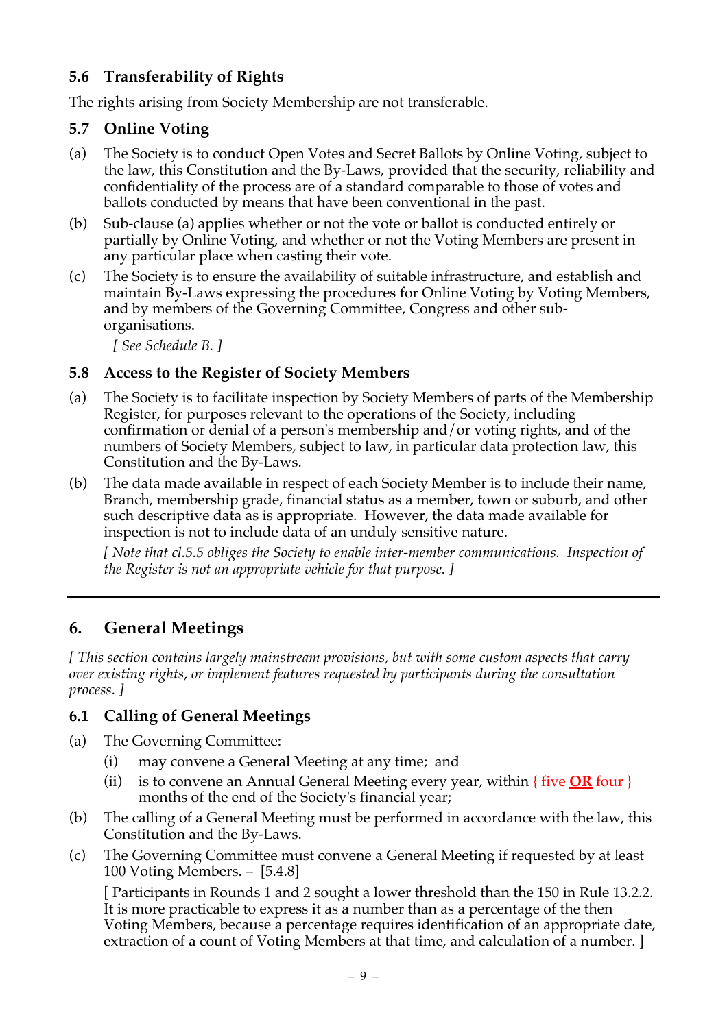### 5.6 Transferability of Rights

The rights arising from Society Membership are not transferable.

### 5.7 Online Voting

(a) The Society is to conduct Open Votes and Secret Ballots by Online Voting, subject to the law, this Constitution and the By-Laws, provided that the security, reliability and confidentiality of the process are of a standard comparable to those of votes and ballots conducted by means that have been conventional in the past.

(b) Sub-clause (a) applies whether or not the vote or ballot is conducted entirely or partially by Online Voting, and whether or not the Voting Members are present in any particular place when casting their vote.

(c) The Society is to ensure the availability of suitable infrastructure, and establish and maintain By-Laws expressing the procedures for Online Voting by Voting Members, and by members of the Governing Committee, Congress and other sub-organisations.

*[ See Schedule B. ]*

### 5.8 Access to the Register of Society Members

(a) The Society is to facilitate inspection by Society Members of parts of the Membership Register, for purposes relevant to the operations of the Society, including confirmation or denial of a person's membership and/or voting rights, and of the numbers of Society Members, subject to law, in particular data protection law, this Constitution and the By-Laws.

(b) The data made available in respect of each Society Member is to include their name, Branch, membership grade, financial status as a member, town or suburb, and other such descriptive data as is appropriate. However, the data made available for inspection is not to include data of an unduly sensitive nature.

*[ Note that cl.5.5 obliges the Society to enable inter-member communications. Inspection of the Register is not an appropriate vehicle for that purpose. ]*

---

## 6. General Meetings

*[ This section contains largely mainstream provisions, but with some custom aspects that carry over existing rights, or implement features requested by participants during the consultation process. ]*

### 6.1 Calling of General Meetings

(a) The Governing Committee:

  (i) may convene a General Meeting at any time; and

  (ii) is to convene an Annual General Meeting every year, within { five **OR** four } months of the end of the Society's financial year;

(b) The calling of a General Meeting must be performed in accordance with the law, this Constitution and the By-Laws.

(c) The Governing Committee must convene a General Meeting if requested by at least 100 Voting Members. – [5.4.8]

[ Participants in Rounds 1 and 2 sought a lower threshold than the 150 in Rule 13.2.2. It is more practicable to express it as a number than as a percentage of the then Voting Members, because a percentage requires identification of an appropriate date, extraction of a count of Voting Members at that time, and calculation of a number. ]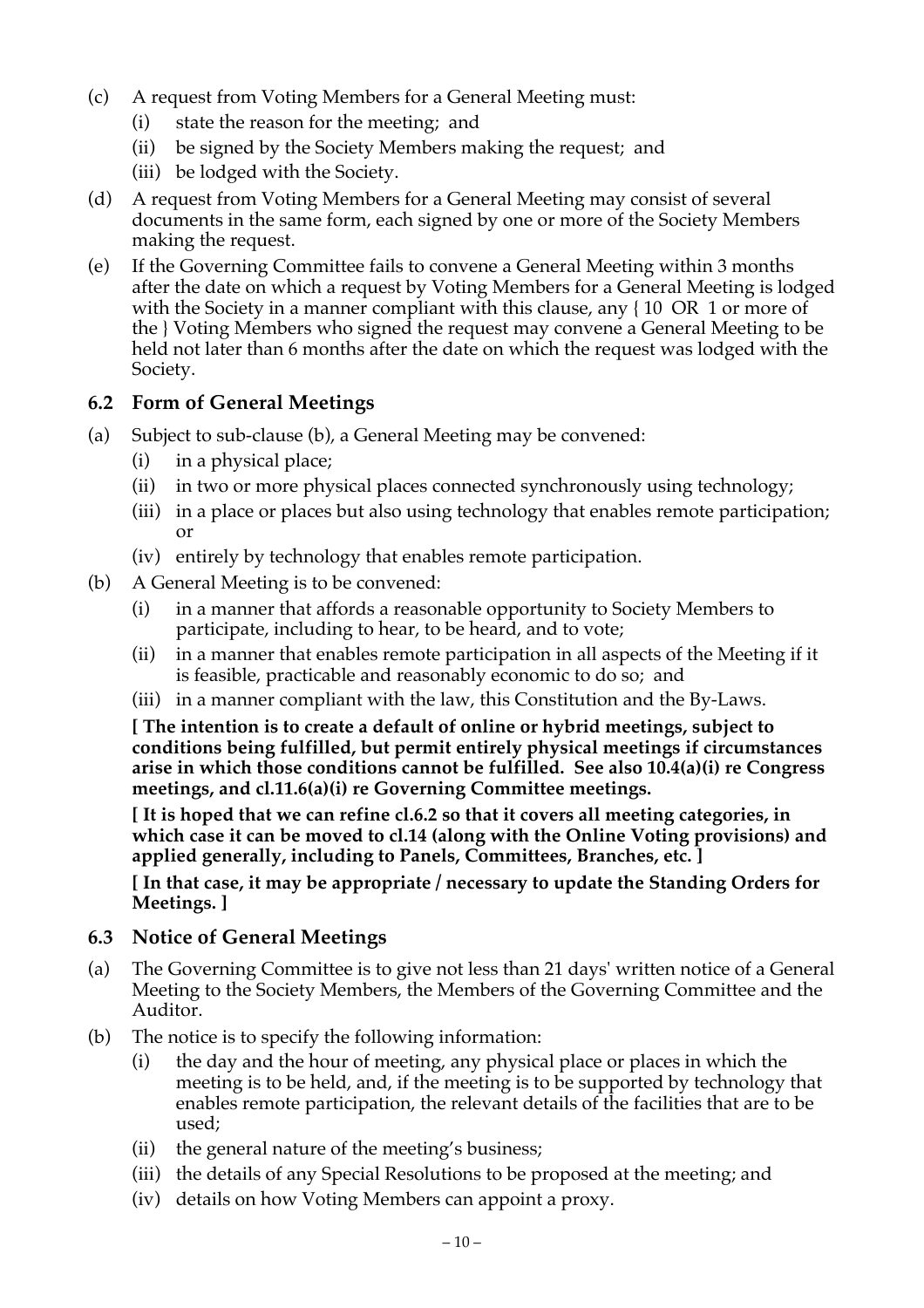(c) A request from Voting Members for a General Meeting must:
  (i) state the reason for the meeting; and
  (ii) be signed by the Society Members making the request; and
  (iii) be lodged with the Society.

(d) A request from Voting Members for a General Meeting may consist of several documents in the same form, each signed by one or more of the Society Members making the request.

(e) If the Governing Committee fails to convene a General Meeting within 3 months after the date on which a request by Voting Members for a General Meeting is lodged with the Society in a manner compliant with this clause, any { 10 OR 1 or more of the } Voting Members who signed the request may convene a General Meeting to be held not later than 6 months after the date on which the request was lodged with the Society.

### 6.2 Form of General Meetings

(a) Subject to sub-clause (b), a General Meeting may be convened:
  (i) in a physical place;
  (ii) in two or more physical places connected synchronously using technology;
  (iii) in a place or places but also using technology that enables remote participation; or
  (iv) entirely by technology that enables remote participation.

(b) A General Meeting is to be convened:
  (i) in a manner that affords a reasonable opportunity to Society Members to participate, including to hear, to be heard, and to vote;
  (ii) in a manner that enables remote participation in all aspects of the Meeting if it is feasible, practicable and reasonably economic to do so; and
  (iii) in a manner compliant with the law, this Constitution and the By-Laws.

**[ The intention is to create a default of online or hybrid meetings, subject to conditions being fulfilled, but permit entirely physical meetings if circumstances arise in which those conditions cannot be fulfilled. See also 10.4(a)(i) re Congress meetings, and cl.11.6(a)(i) re Governing Committee meetings.**

**[ It is hoped that we can refine cl.6.2 so that it covers all meeting categories, in which case it can be moved to cl.14 (along with the Online Voting provisions) and applied generally, including to Panels, Committees, Branches, etc. ]**

**[ In that case, it may be appropriate / necessary to update the Standing Orders for Meetings. ]**

### 6.3 Notice of General Meetings

(a) The Governing Committee is to give not less than 21 days' written notice of a General Meeting to the Society Members, the Members of the Governing Committee and the Auditor.

(b) The notice is to specify the following information:
  (i) the day and the hour of meeting, any physical place or places in which the meeting is to be held, and, if the meeting is to be supported by technology that enables remote participation, the relevant details of the facilities that are to be used;
  (ii) the general nature of the meeting's business;
  (iii) the details of any Special Resolutions to be proposed at the meeting; and
  (iv) details on how Voting Members can appoint a proxy.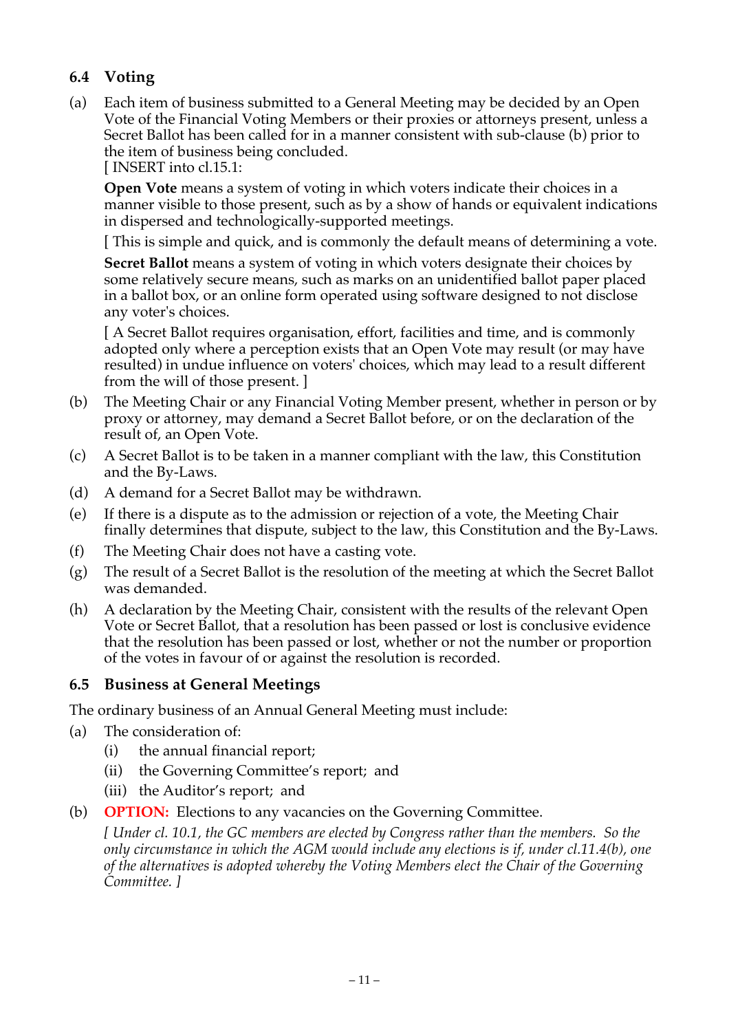### 6.4 Voting

(a) Each item of business submitted to a General Meeting may be decided by an Open Vote of the Financial Voting Members or their proxies or attorneys present, unless a Secret Ballot has been called for in a manner consistent with sub-clause (b) prior to the item of business being concluded.

[ INSERT into cl.15.1:

**Open Vote** means a system of voting in which voters indicate their choices in a manner visible to those present, such as by a show of hands or equivalent indications in dispersed and technologically-supported meetings.

[ This is simple and quick, and is commonly the default means of determining a vote.

**Secret Ballot** means a system of voting in which voters designate their choices by some relatively secure means, such as marks on an unidentified ballot paper placed in a ballot box, or an online form operated using software designed to not disclose any voter's choices.

[ A Secret Ballot requires organisation, effort, facilities and time, and is commonly adopted only where a perception exists that an Open Vote may result (or may have resulted) in undue influence on voters' choices, which may lead to a result different from the will of those present. ]

(b) The Meeting Chair or any Financial Voting Member present, whether in person or by proxy or attorney, may demand a Secret Ballot before, or on the declaration of the result of, an Open Vote.

(c) A Secret Ballot is to be taken in a manner compliant with the law, this Constitution and the By-Laws.

(d) A demand for a Secret Ballot may be withdrawn.

(e) If there is a dispute as to the admission or rejection of a vote, the Meeting Chair finally determines that dispute, subject to the law, this Constitution and the By-Laws.

(f) The Meeting Chair does not have a casting vote.

(g) The result of a Secret Ballot is the resolution of the meeting at which the Secret Ballot was demanded.

(h) A declaration by the Meeting Chair, consistent with the results of the relevant Open Vote or Secret Ballot, that a resolution has been passed or lost is conclusive evidence that the resolution has been passed or lost, whether or not the number or proportion of the votes in favour of or against the resolution is recorded.

### 6.5 Business at General Meetings

The ordinary business of an Annual General Meeting must include:

(a) The consideration of:
   (i) the annual financial report;
   (ii) the Governing Committee's report; and
   (iii) the Auditor's report; and

(b) **OPTION:** Elections to any vacancies on the Governing Committee.

*[ Under cl. 10.1, the GC members are elected by Congress rather than the members. So the only circumstance in which the AGM would include any elections is if, under cl.11.4(b), one of the alternatives is adopted whereby the Voting Members elect the Chair of the Governing Committee. ]*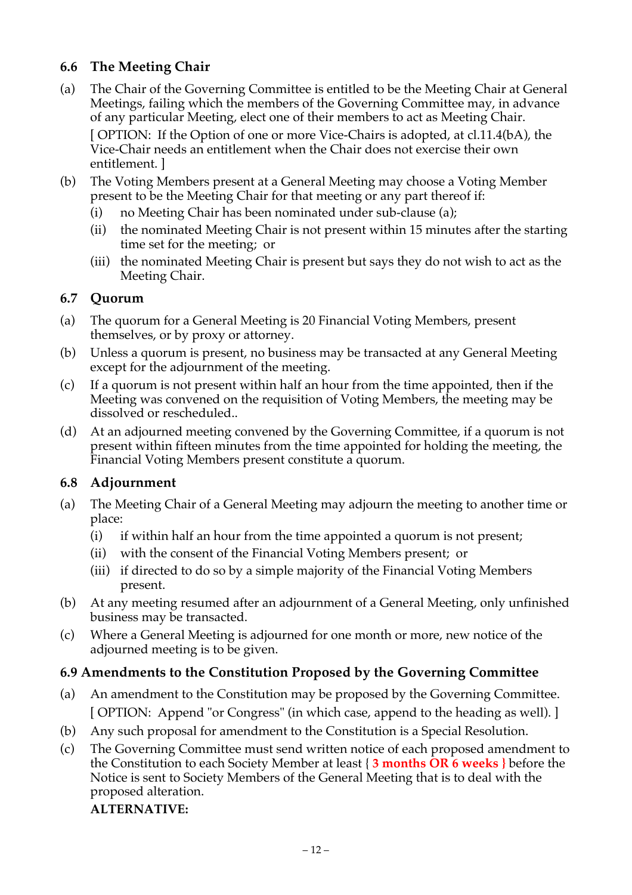### 6.6 The Meeting Chair

(a) The Chair of the Governing Committee is entitled to be the Meeting Chair at General Meetings, failing which the members of the Governing Committee may, in advance of any particular Meeting, elect one of their members to act as Meeting Chair.

[ OPTION: If the Option of one or more Vice-Chairs is adopted, at cl.11.4(bA), the Vice-Chair needs an entitlement when the Chair does not exercise their own entitlement. ]

(b) The Voting Members present at a General Meeting may choose a Voting Member present to be the Meeting Chair for that meeting or any part thereof if:

  (i) no Meeting Chair has been nominated under sub-clause (a);

  (ii) the nominated Meeting Chair is not present within 15 minutes after the starting time set for the meeting; or

  (iii) the nominated Meeting Chair is present but says they do not wish to act as the Meeting Chair.

### 6.7 Quorum

(a) The quorum for a General Meeting is 20 Financial Voting Members, present themselves, or by proxy or attorney.

(b) Unless a quorum is present, no business may be transacted at any General Meeting except for the adjournment of the meeting.

(c) If a quorum is not present within half an hour from the time appointed, then if the Meeting was convened on the requisition of Voting Members, the meeting may be dissolved or rescheduled..

(d) At an adjourned meeting convened by the Governing Committee, if a quorum is not present within fifteen minutes from the time appointed for holding the meeting, the Financial Voting Members present constitute a quorum.

### 6.8 Adjournment

(a) The Meeting Chair of a General Meeting may adjourn the meeting to another time or place:

  (i) if within half an hour from the time appointed a quorum is not present;

  (ii) with the consent of the Financial Voting Members present; or

  (iii) if directed to do so by a simple majority of the Financial Voting Members present.

(b) At any meeting resumed after an adjournment of a General Meeting, only unfinished business may be transacted.

(c) Where a General Meeting is adjourned for one month or more, new notice of the adjourned meeting is to be given.

### 6.9 Amendments to the Constitution Proposed by the Governing Committee

(a) An amendment to the Constitution may be proposed by the Governing Committee.

[ OPTION: Append "or Congress" (in which case, append to the heading as well). ]

(b) Any such proposal for amendment to the Constitution is a Special Resolution.

(c) The Governing Committee must send written notice of each proposed amendment to the Constitution to each Society Member at least { **3 months OR 6 weeks** } before the Notice is sent to Society Members of the General Meeting that is to deal with the proposed alteration.

**ALTERNATIVE:**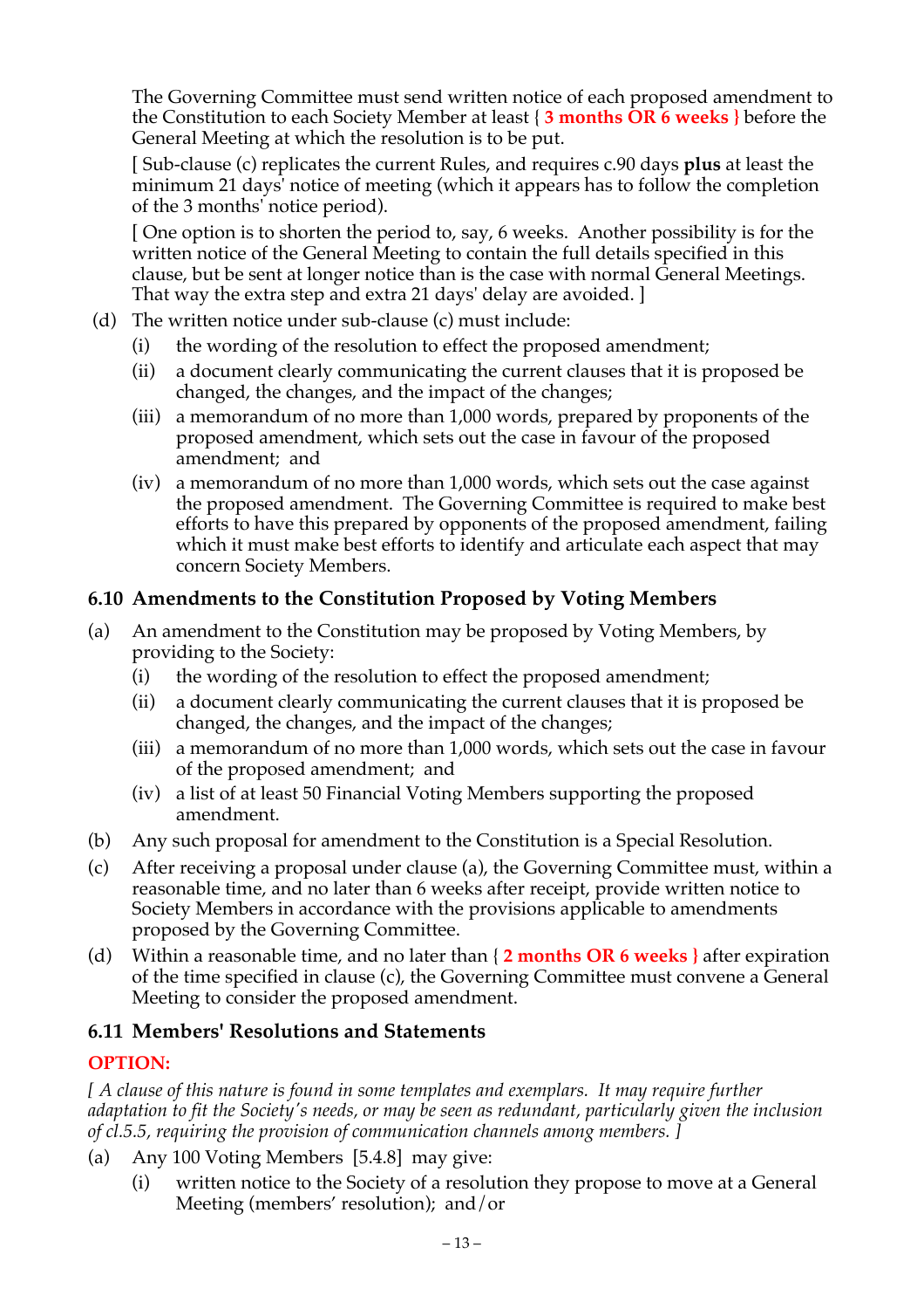The Governing Committee must send written notice of each proposed amendment to the Constitution to each Society Member at least { **3 months OR 6 weeks** } before the General Meeting at which the resolution is to be put.

[ Sub-clause (c) replicates the current Rules, and requires c.90 days **plus** at least the minimum 21 days' notice of meeting (which it appears has to follow the completion of the 3 months' notice period).

[ One option is to shorten the period to, say, 6 weeks. Another possibility is for the written notice of the General Meeting to contain the full details specified in this clause, but be sent at longer notice than is the case with normal General Meetings. That way the extra step and extra 21 days' delay are avoided. ]

(d) The written notice under sub-clause (c) must include:
   (i) the wording of the resolution to effect the proposed amendment;
   (ii) a document clearly communicating the current clauses that it is proposed be changed, the changes, and the impact of the changes;
   (iii) a memorandum of no more than 1,000 words, prepared by proponents of the proposed amendment, which sets out the case in favour of the proposed amendment; and
   (iv) a memorandum of no more than 1,000 words, which sets out the case against the proposed amendment. The Governing Committee is required to make best efforts to have this prepared by opponents of the proposed amendment, failing which it must make best efforts to identify and articulate each aspect that may concern Society Members.

### 6.10 Amendments to the Constitution Proposed by Voting Members

(a) An amendment to the Constitution may be proposed by Voting Members, by providing to the Society:
   (i) the wording of the resolution to effect the proposed amendment;
   (ii) a document clearly communicating the current clauses that it is proposed be changed, the changes, and the impact of the changes;
   (iii) a memorandum of no more than 1,000 words, which sets out the case in favour of the proposed amendment; and
   (iv) a list of at least 50 Financial Voting Members supporting the proposed amendment.

(b) Any such proposal for amendment to the Constitution is a Special Resolution.

(c) After receiving a proposal under clause (a), the Governing Committee must, within a reasonable time, and no later than 6 weeks after receipt, provide written notice to Society Members in accordance with the provisions applicable to amendments proposed by the Governing Committee.

(d) Within a reasonable time, and no later than { **2 months OR 6 weeks** } after expiration of the time specified in clause (c), the Governing Committee must convene a General Meeting to consider the proposed amendment.

### 6.11 Members' Resolutions and Statements

**OPTION:**

*[ A clause of this nature is found in some templates and exemplars. It may require further adaptation to fit the Society's needs, or may be seen as redundant, particularly given the inclusion of cl.5.5, requiring the provision of communication channels among members. ]*

(a) Any 100 Voting Members [5.4.8] may give:
   (i) written notice to the Society of a resolution they propose to move at a General Meeting (members' resolution); and/or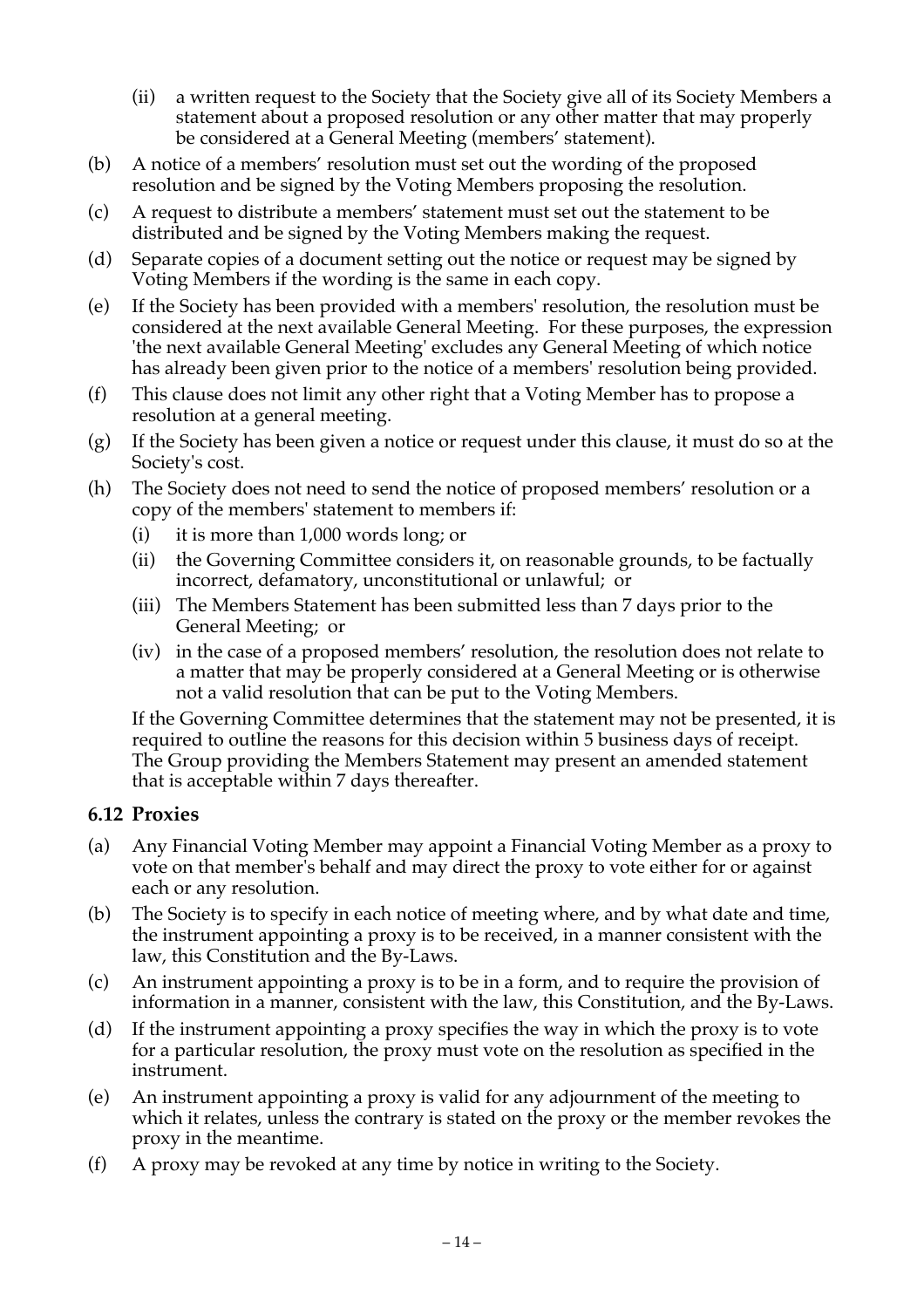(ii) a written request to the Society that the Society give all of its Society Members a statement about a proposed resolution or any other matter that may properly be considered at a General Meeting (members' statement).

(b) A notice of a members' resolution must set out the wording of the proposed resolution and be signed by the Voting Members proposing the resolution.

(c) A request to distribute a members' statement must set out the statement to be distributed and be signed by the Voting Members making the request.

(d) Separate copies of a document setting out the notice or request may be signed by Voting Members if the wording is the same in each copy.

(e) If the Society has been provided with a members' resolution, the resolution must be considered at the next available General Meeting. For these purposes, the expression 'the next available General Meeting' excludes any General Meeting of which notice has already been given prior to the notice of a members' resolution being provided.

(f) This clause does not limit any other right that a Voting Member has to propose a resolution at a general meeting.

(g) If the Society has been given a notice or request under this clause, it must do so at the Society's cost.

(h) The Society does not need to send the notice of proposed members' resolution or a copy of the members' statement to members if:

   (i) it is more than 1,000 words long; or

   (ii) the Governing Committee considers it, on reasonable grounds, to be factually incorrect, defamatory, unconstitutional or unlawful; or

   (iii) The Members Statement has been submitted less than 7 days prior to the General Meeting; or

   (iv) in the case of a proposed members' resolution, the resolution does not relate to a matter that may be properly considered at a General Meeting or is otherwise not a valid resolution that can be put to the Voting Members.

   If the Governing Committee determines that the statement may not be presented, it is required to outline the reasons for this decision within 5 business days of receipt. The Group providing the Members Statement may present an amended statement that is acceptable within 7 days thereafter.

### 6.12 Proxies

(a) Any Financial Voting Member may appoint a Financial Voting Member as a proxy to vote on that member's behalf and may direct the proxy to vote either for or against each or any resolution.

(b) The Society is to specify in each notice of meeting where, and by what date and time, the instrument appointing a proxy is to be received, in a manner consistent with the law, this Constitution and the By-Laws.

(c) An instrument appointing a proxy is to be in a form, and to require the provision of information in a manner, consistent with the law, this Constitution, and the By-Laws.

(d) If the instrument appointing a proxy specifies the way in which the proxy is to vote for a particular resolution, the proxy must vote on the resolution as specified in the instrument.

(e) An instrument appointing a proxy is valid for any adjournment of the meeting to which it relates, unless the contrary is stated on the proxy or the member revokes the proxy in the meantime.

(f) A proxy may be revoked at any time by notice in writing to the Society.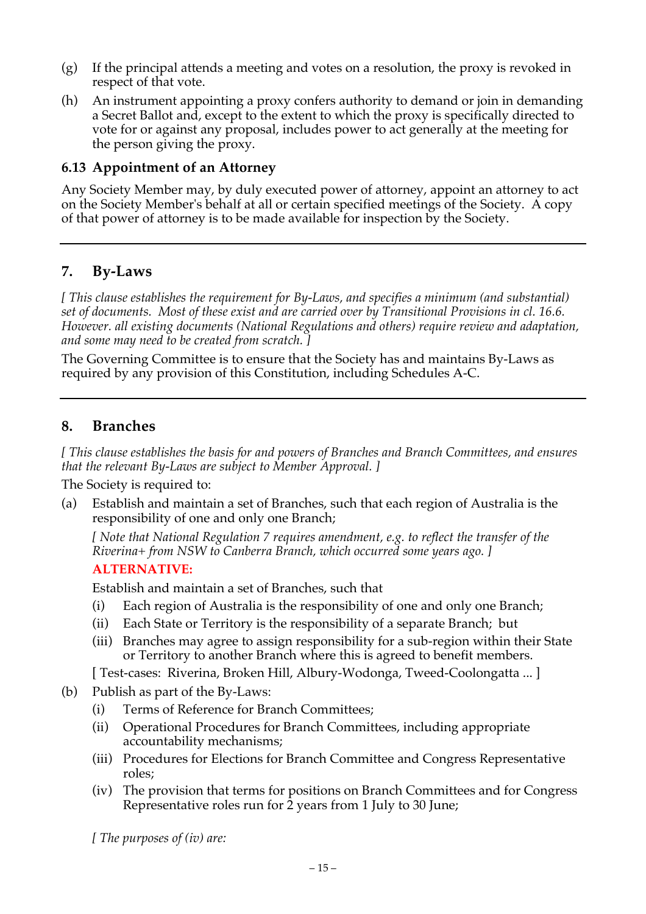(g) If the principal attends a meeting and votes on a resolution, the proxy is revoked in respect of that vote.

(h) An instrument appointing a proxy confers authority to demand or join in demanding a Secret Ballot and, except to the extent to which the proxy is specifically directed to vote for or against any proposal, includes power to act generally at the meeting for the person giving the proxy.

### 6.13 Appointment of an Attorney

Any Society Member may, by duly executed power of attorney, appoint an attorney to act on the Society Member's behalf at all or certain specified meetings of the Society. A copy of that power of attorney is to be made available for inspection by the Society.

---

## 7. By-Laws

*[ This clause establishes the requirement for By-Laws, and specifies a minimum (and substantial) set of documents. Most of these exist and are carried over by Transitional Provisions in cl. 16.6. However. all existing documents (National Regulations and others) require review and adaptation, and some may need to be created from scratch. ]*

The Governing Committee is to ensure that the Society has and maintains By-Laws as required by any provision of this Constitution, including Schedules A-C.

---

## 8. Branches

*[ This clause establishes the basis for and powers of Branches and Branch Committees, and ensures that the relevant By-Laws are subject to Member Approval. ]*

The Society is required to:

(a) Establish and maintain a set of Branches, such that each region of Australia is the responsibility of one and only one Branch;

   *[ Note that National Regulation 7 requires amendment, e.g. to reflect the transfer of the Riverina+ from NSW to Canberra Branch, which occurred some years ago. ]*

   **ALTERNATIVE:**

   Establish and maintain a set of Branches, such that

   (i) Each region of Australia is the responsibility of one and only one Branch;

   (ii) Each State or Territory is the responsibility of a separate Branch; but

   (iii) Branches may agree to assign responsibility for a sub-region within their State or Territory to another Branch where this is agreed to benefit members.

   [ Test-cases: Riverina, Broken Hill, Albury-Wodonga, Tweed-Coolongatta ... ]

(b) Publish as part of the By-Laws:

   (i) Terms of Reference for Branch Committees;

   (ii) Operational Procedures for Branch Committees, including appropriate accountability mechanisms;

   (iii) Procedures for Elections for Branch Committee and Congress Representative roles;

   (iv) The provision that terms for positions on Branch Committees and for Congress Representative roles run for 2 years from 1 July to 30 June;

   *[ The purposes of (iv) are:*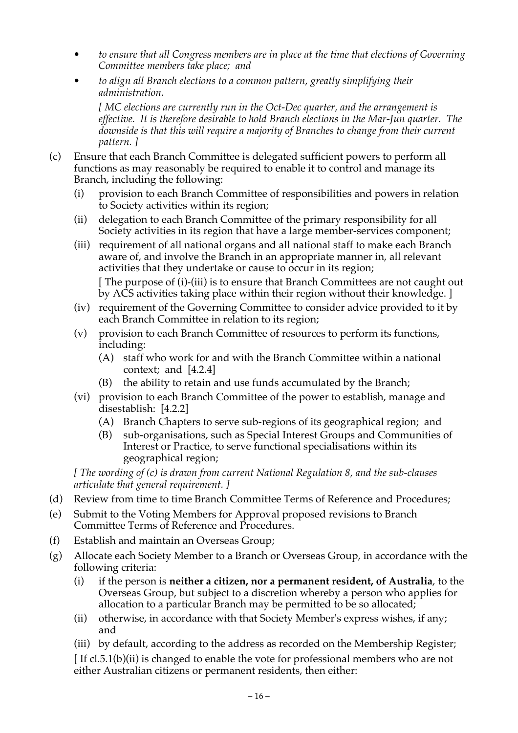- *to ensure that all Congress members are in place at the time that elections of Governing Committee members take place; and*
- *to align all Branch elections to a common pattern, greatly simplifying their administration.*

  *[ MC elections are currently run in the Oct-Dec quarter, and the arrangement is effective. It is therefore desirable to hold Branch elections in the Mar-Jun quarter. The downside is that this will require a majority of Branches to change from their current pattern. ]*

(c) Ensure that each Branch Committee is delegated sufficient powers to perform all functions as may reasonably be required to enable it to control and manage its Branch, including the following:

   (i) provision to each Branch Committee of responsibilities and powers in relation to Society activities within its region;

   (ii) delegation to each Branch Committee of the primary responsibility for all Society activities in its region that have a large member-services component;

   (iii) requirement of all national organs and all national staff to make each Branch aware of, and involve the Branch in an appropriate manner in, all relevant activities that they undertake or cause to occur in its region;

   [ The purpose of (i)-(iii) is to ensure that Branch Committees are not caught out by ACS activities taking place within their region without their knowledge. ]

   (iv) requirement of the Governing Committee to consider advice provided to it by each Branch Committee in relation to its region;

   (v) provision to each Branch Committee of resources to perform its functions, including:

      (A) staff who work for and with the Branch Committee within a national context; and [4.2.4]

      (B) the ability to retain and use funds accumulated by the Branch;

   (vi) provision to each Branch Committee of the power to establish, manage and disestablish: [4.2.2]

      (A) Branch Chapters to serve sub-regions of its geographical region; and

      (B) sub-organisations, such as Special Interest Groups and Communities of Interest or Practice, to serve functional specialisations within its geographical region;

*[ The wording of (c) is drawn from current National Regulation 8, and the sub-clauses articulate that general requirement. ]*

(d) Review from time to time Branch Committee Terms of Reference and Procedures;

(e) Submit to the Voting Members for Approval proposed revisions to Branch Committee Terms of Reference and Procedures.

(f) Establish and maintain an Overseas Group;

(g) Allocate each Society Member to a Branch or Overseas Group, in accordance with the following criteria:

   (i) if the person is **neither a citizen, nor a permanent resident, of Australia**, to the Overseas Group, but subject to a discretion whereby a person who applies for allocation to a particular Branch may be permitted to be so allocated;

   (ii) otherwise, in accordance with that Society Member's express wishes, if any; and

   (iii) by default, according to the address as recorded on the Membership Register;

[ If cl.5.1(b)(ii) is changed to enable the vote for professional members who are not either Australian citizens or permanent residents, then either: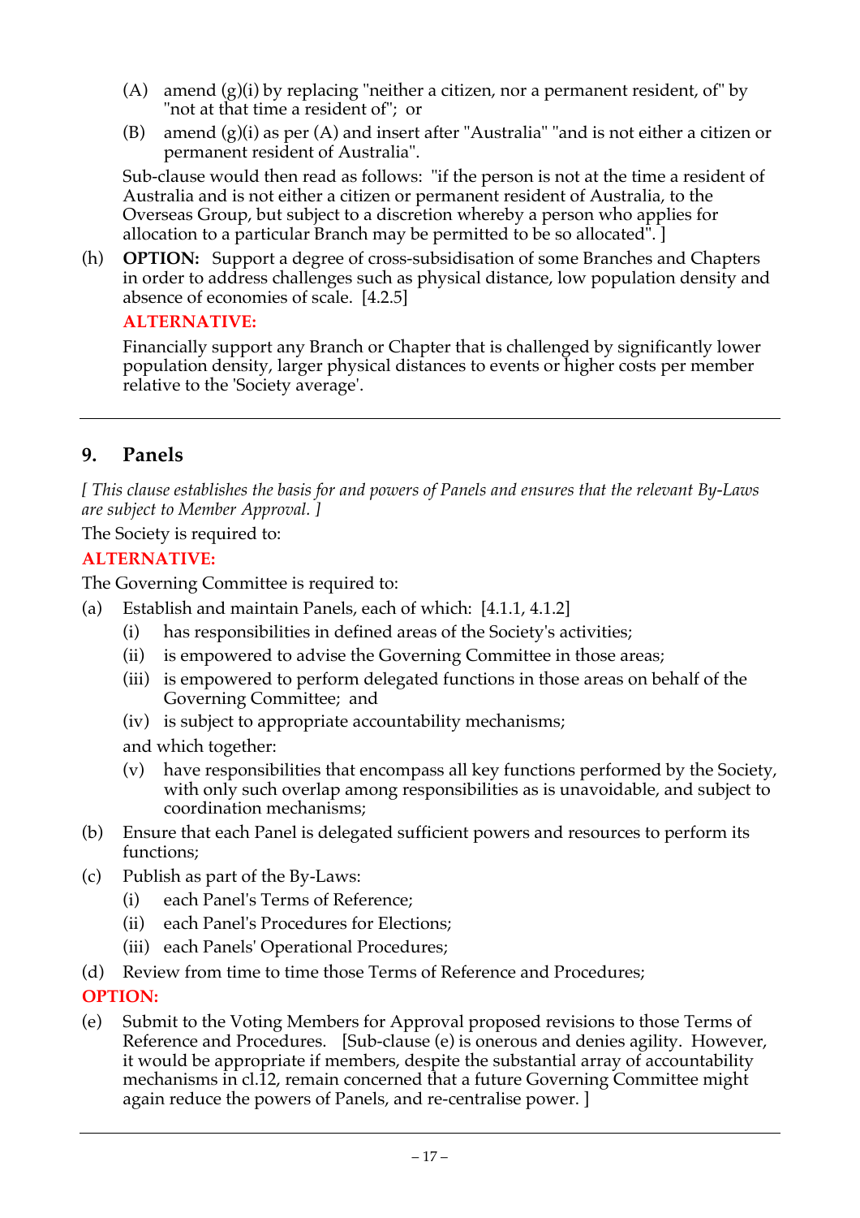(A) amend (g)(i) by replacing "neither a citizen, nor a permanent resident, of" by "not at that time a resident of"; or

(B) amend (g)(i) as per (A) and insert after "Australia" "and is not either a citizen or permanent resident of Australia".

Sub-clause would then read as follows: "if the person is not at the time a resident of Australia and is not either a citizen or permanent resident of Australia, to the Overseas Group, but subject to a discretion whereby a person who applies for allocation to a particular Branch may be permitted to be so allocated". ]

(h) **OPTION:** Support a degree of cross-subsidisation of some Branches and Chapters in order to address challenges such as physical distance, low population density and absence of economies of scale. [4.2.5]

**ALTERNATIVE:**

Financially support any Branch or Chapter that is challenged by significantly lower population density, larger physical distances to events or higher costs per member relative to the 'Society average'.

---

## 9. Panels

*[ This clause establishes the basis for and powers of Panels and ensures that the relevant By-Laws are subject to Member Approval. ]*

The Society is required to:

**ALTERNATIVE:**

The Governing Committee is required to:

(a) Establish and maintain Panels, each of which: [4.1.1, 4.1.2]
   - (i) has responsibilities in defined areas of the Society's activities;
   - (ii) is empowered to advise the Governing Committee in those areas;
   - (iii) is empowered to perform delegated functions in those areas on behalf of the Governing Committee; and
   - (iv) is subject to appropriate accountability mechanisms;

   and which together:
   - (v) have responsibilities that encompass all key functions performed by the Society, with only such overlap among responsibilities as is unavoidable, and subject to coordination mechanisms;

(b) Ensure that each Panel is delegated sufficient powers and resources to perform its functions;

(c) Publish as part of the By-Laws:
   - (i) each Panel's Terms of Reference;
   - (ii) each Panel's Procedures for Elections;
   - (iii) each Panels' Operational Procedures;

(d) Review from time to time those Terms of Reference and Procedures;

**OPTION:**

(e) Submit to the Voting Members for Approval proposed revisions to those Terms of Reference and Procedures. [Sub-clause (e) is onerous and denies agility. However, it would be appropriate if members, despite the substantial array of accountability mechanisms in cl.12, remain concerned that a future Governing Committee might again reduce the powers of Panels, and re-centralise power. ]

---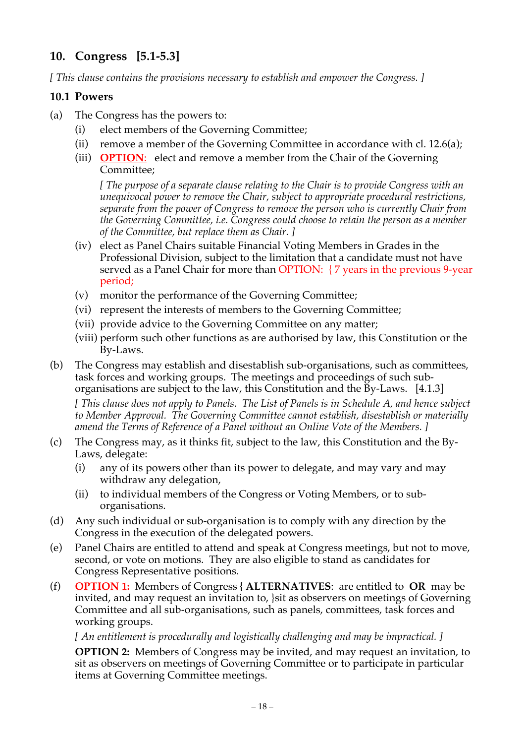## 10. Congress [5.1-5.3]

*[ This clause contains the provisions necessary to establish and empower the Congress. ]*

### 10.1 Powers

(a) The Congress has the powers to:

   (i) elect members of the Governing Committee;

   (ii) remove a member of the Governing Committee in accordance with cl. 12.6(a);

   (iii) **OPTION:** elect and remove a member from the Chair of the Governing Committee;

   *[ The purpose of a separate clause relating to the Chair is to provide Congress with an unequivocal power to remove the Chair, subject to appropriate procedural restrictions, separate from the power of Congress to remove the person who is currently Chair from the Governing Committee, i.e. Congress could choose to retain the person as a member of the Committee, but replace them as Chair. ]*

   (iv) elect as Panel Chairs suitable Financial Voting Members in Grades in the Professional Division, subject to the limitation that a candidate must not have served as a Panel Chair for more than OPTION: { 7 years in the previous 9-year period;

   (v) monitor the performance of the Governing Committee;

   (vi) represent the interests of members to the Governing Committee;

   (vii) provide advice to the Governing Committee on any matter;

   (viii) perform such other functions as are authorised by law, this Constitution or the By-Laws.

(b) The Congress may establish and disestablish sub-organisations, such as committees, task forces and working groups. The meetings and proceedings of such sub-organisations are subject to the law, this Constitution and the By-Laws. [4.1.3]

   *[ This clause does not apply to Panels. The List of Panels is in Schedule A, and hence subject to Member Approval. The Governing Committee cannot establish, disestablish or materially amend the Terms of Reference of a Panel without an Online Vote of the Members. ]*

(c) The Congress may, as it thinks fit, subject to the law, this Constitution and the By-Laws, delegate:

   (i) any of its powers other than its power to delegate, and may vary and may withdraw any delegation,

   (ii) to individual members of the Congress or Voting Members, or to sub-organisations.

(d) Any such individual or sub-organisation is to comply with any direction by the Congress in the execution of the delegated powers.

(e) Panel Chairs are entitled to attend and speak at Congress meetings, but not to move, second, or vote on motions. They are also eligible to stand as candidates for Congress Representative positions.

(f) **OPTION 1:** Members of Congress **{ ALTERNATIVES**: are entitled to **OR** may be invited, and may request an invitation to, }sit as observers on meetings of Governing Committee and all sub-organisations, such as panels, committees, task forces and working groups.

   *[ An entitlement is procedurally and logistically challenging and may be impractical. ]*

   **OPTION 2:** Members of Congress may be invited, and may request an invitation, to sit as observers on meetings of Governing Committee or to participate in particular items at Governing Committee meetings.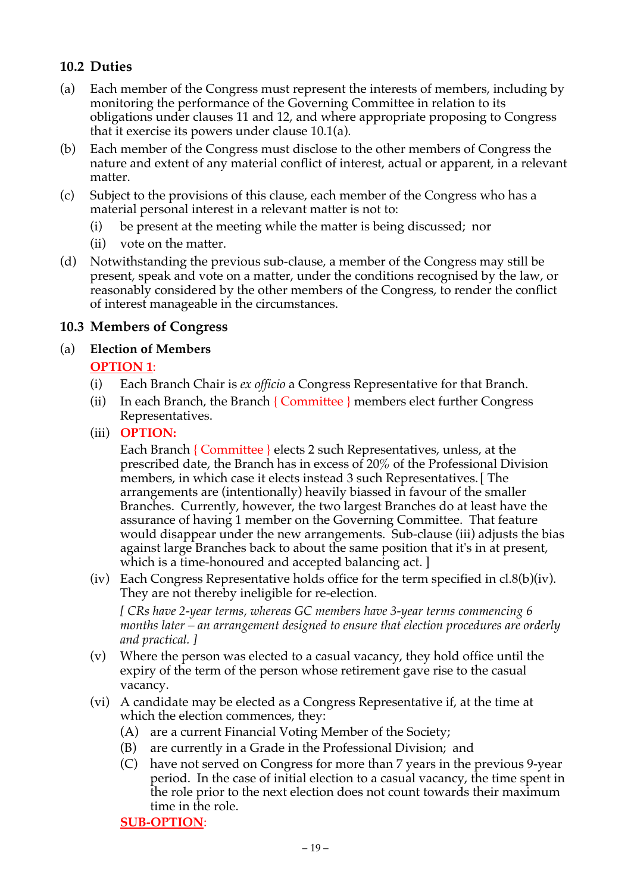### 10.2 Duties

(a) Each member of the Congress must represent the interests of members, including by monitoring the performance of the Governing Committee in relation to its obligations under clauses 11 and 12, and where appropriate proposing to Congress that it exercise its powers under clause 10.1(a).

(b) Each member of the Congress must disclose to the other members of Congress the nature and extent of any material conflict of interest, actual or apparent, in a relevant matter.

(c) Subject to the provisions of this clause, each member of the Congress who has a material personal interest in a relevant matter is not to:

  (i) be present at the meeting while the matter is being discussed; nor

  (ii) vote on the matter.

(d) Notwithstanding the previous sub-clause, a member of the Congress may still be present, speak and vote on a matter, under the conditions recognised by the law, or reasonably considered by the other members of the Congress, to render the conflict of interest manageable in the circumstances.

### 10.3 Members of Congress

(a) **Election of Members**

**OPTION 1**:

  (i) Each Branch Chair is *ex officio* a Congress Representative for that Branch.

  (ii) In each Branch, the Branch { Committee } members elect further Congress Representatives.

  (iii) **OPTION:**

  Each Branch { Committee } elects 2 such Representatives, unless, at the prescribed date, the Branch has in excess of 20% of the Professional Division members, in which case it elects instead 3 such Representatives. [ The arrangements are (intentionally) heavily biassed in favour of the smaller Branches. Currently, however, the two largest Branches do at least have the assurance of having 1 member on the Governing Committee. That feature would disappear under the new arrangements. Sub-clause (iii) adjusts the bias against large Branches back to about the same position that it's in at present, which is a time-honoured and accepted balancing act. ]

  (iv) Each Congress Representative holds office for the term specified in cl.8(b)(iv). They are not thereby ineligible for re-election.

  *[ CRs have 2-year terms, whereas GC members have 3-year terms commencing 6 months later – an arrangement designed to ensure that election procedures are orderly and practical. ]*

  (v) Where the person was elected to a casual vacancy, they hold office until the expiry of the term of the person whose retirement gave rise to the casual vacancy.

  (vi) A candidate may be elected as a Congress Representative if, at the time at which the election commences, they:

    (A) are a current Financial Voting Member of the Society;

    (B) are currently in a Grade in the Professional Division; and

    (C) have not served on Congress for more than 7 years in the previous 9-year period. In the case of initial election to a casual vacancy, the time spent in the role prior to the next election does not count towards their maximum time in the role.

  **SUB-OPTION**: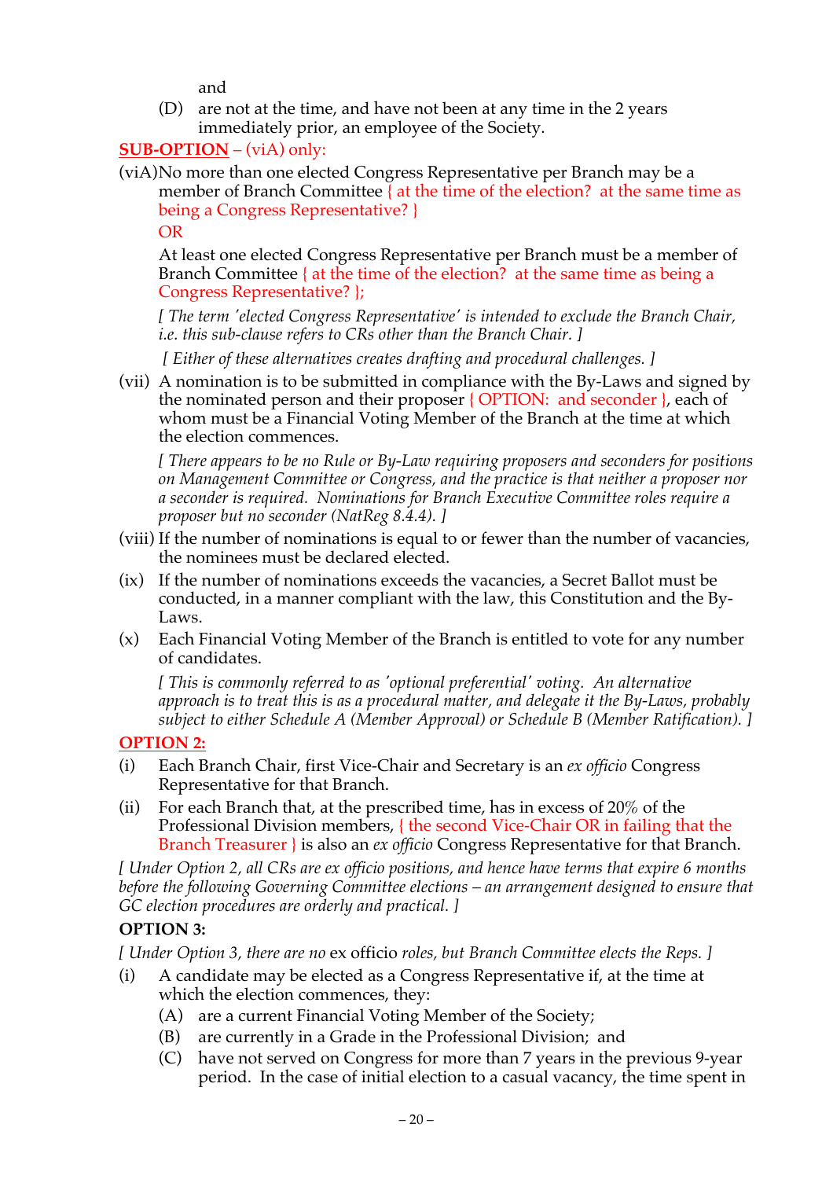and

(D) are not at the time, and have not been at any time in the 2 years immediately prior, an employee of the Society.

**SUB-OPTION** – (viA) only:

(viA) No more than one elected Congress Representative per Branch may be a member of Branch Committee { at the time of the election? at the same time as being a Congress Representative? }

OR

At least one elected Congress Representative per Branch must be a member of Branch Committee { at the time of the election? at the same time as being a Congress Representative? };

*[ The term 'elected Congress Representative' is intended to exclude the Branch Chair, i.e. this sub-clause refers to CRs other than the Branch Chair. ]*

*[ Either of these alternatives creates drafting and procedural challenges. ]*

(vii) A nomination is to be submitted in compliance with the By-Laws and signed by the nominated person and their proposer { OPTION: and seconder }, each of whom must be a Financial Voting Member of the Branch at the time at which the election commences.

*[ There appears to be no Rule or By-Law requiring proposers and seconders for positions on Management Committee or Congress, and the practice is that neither a proposer nor a seconder is required. Nominations for Branch Executive Committee roles require a proposer but no seconder (NatReg 8.4.4). ]*

(viii) If the number of nominations is equal to or fewer than the number of vacancies, the nominees must be declared elected.

(ix) If the number of nominations exceeds the vacancies, a Secret Ballot must be conducted, in a manner compliant with the law, this Constitution and the By-Laws.

(x) Each Financial Voting Member of the Branch is entitled to vote for any number of candidates.

*[ This is commonly referred to as 'optional preferential' voting. An alternative approach is to treat this is as a procedural matter, and delegate it the By-Laws, probably subject to either Schedule A (Member Approval) or Schedule B (Member Ratification). ]*

**OPTION 2:**

(i) Each Branch Chair, first Vice-Chair and Secretary is an *ex officio* Congress Representative for that Branch.

(ii) For each Branch that, at the prescribed time, has in excess of 20% of the Professional Division members, { the second Vice-Chair OR in failing that the Branch Treasurer } is also an *ex officio* Congress Representative for that Branch.

*[ Under Option 2, all CRs are ex officio positions, and hence have terms that expire 6 months before the following Governing Committee elections – an arrangement designed to ensure that GC election procedures are orderly and practical. ]*

**OPTION 3:**

*[ Under Option 3, there are no* ex officio *roles, but Branch Committee elects the Reps. ]*

(i) A candidate may be elected as a Congress Representative if, at the time at which the election commences, they:

(A) are a current Financial Voting Member of the Society;

(B) are currently in a Grade in the Professional Division; and

(C) have not served on Congress for more than 7 years in the previous 9-year period. In the case of initial election to a casual vacancy, the time spent in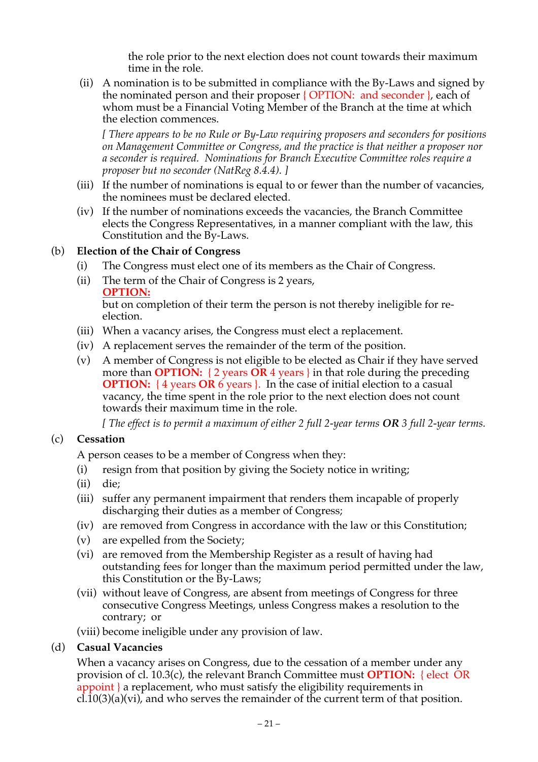the role prior to the next election does not count towards their maximum time in the role.

(ii) A nomination is to be submitted in compliance with the By-Laws and signed by the nominated person and their proposer { OPTION: and seconder }, each of whom must be a Financial Voting Member of the Branch at the time at which the election commences.

*[ There appears to be no Rule or By-Law requiring proposers and seconders for positions on Management Committee or Congress, and the practice is that neither a proposer nor a seconder is required. Nominations for Branch Executive Committee roles require a proposer but no seconder (NatReg 8.4.4). ]*

(iii) If the number of nominations is equal to or fewer than the number of vacancies, the nominees must be declared elected.

(iv) If the number of nominations exceeds the vacancies, the Branch Committee elects the Congress Representatives, in a manner compliant with the law, this Constitution and the By-Laws.

(b) **Election of the Chair of Congress**

(i) The Congress must elect one of its members as the Chair of Congress.

(ii) The term of the Chair of Congress is 2 years,
**OPTION:**
but on completion of their term the person is not thereby ineligible for re-election.

(iii) When a vacancy arises, the Congress must elect a replacement.

(iv) A replacement serves the remainder of the term of the position.

(v) A member of Congress is not eligible to be elected as Chair if they have served more than **OPTION:** { 2 years **OR** 4 years } in that role during the preceding **OPTION:** { 4 years **OR** 6 years }. In the case of initial election to a casual vacancy, the time spent in the role prior to the next election does not count towards their maximum time in the role.

*[ The effect is to permit a maximum of either 2 full 2-year terms **OR** 3 full 2-year terms.*

(c) **Cessation**

A person ceases to be a member of Congress when they:

(i) resign from that position by giving the Society notice in writing;

(ii) die;

(iii) suffer any permanent impairment that renders them incapable of properly discharging their duties as a member of Congress;

(iv) are removed from Congress in accordance with the law or this Constitution;

(v) are expelled from the Society;

(vi) are removed from the Membership Register as a result of having had outstanding fees for longer than the maximum period permitted under the law, this Constitution or the By-Laws;

(vii) without leave of Congress, are absent from meetings of Congress for three consecutive Congress Meetings, unless Congress makes a resolution to the contrary; or

(viii) become ineligible under any provision of law.

(d) **Casual Vacancies**

When a vacancy arises on Congress, due to the cessation of a member under any provision of cl. 10.3(c), the relevant Branch Committee must **OPTION:** { elect OR appoint } a replacement, who must satisfy the eligibility requirements in cl.10(3)(a)(vi), and who serves the remainder of the current term of that position.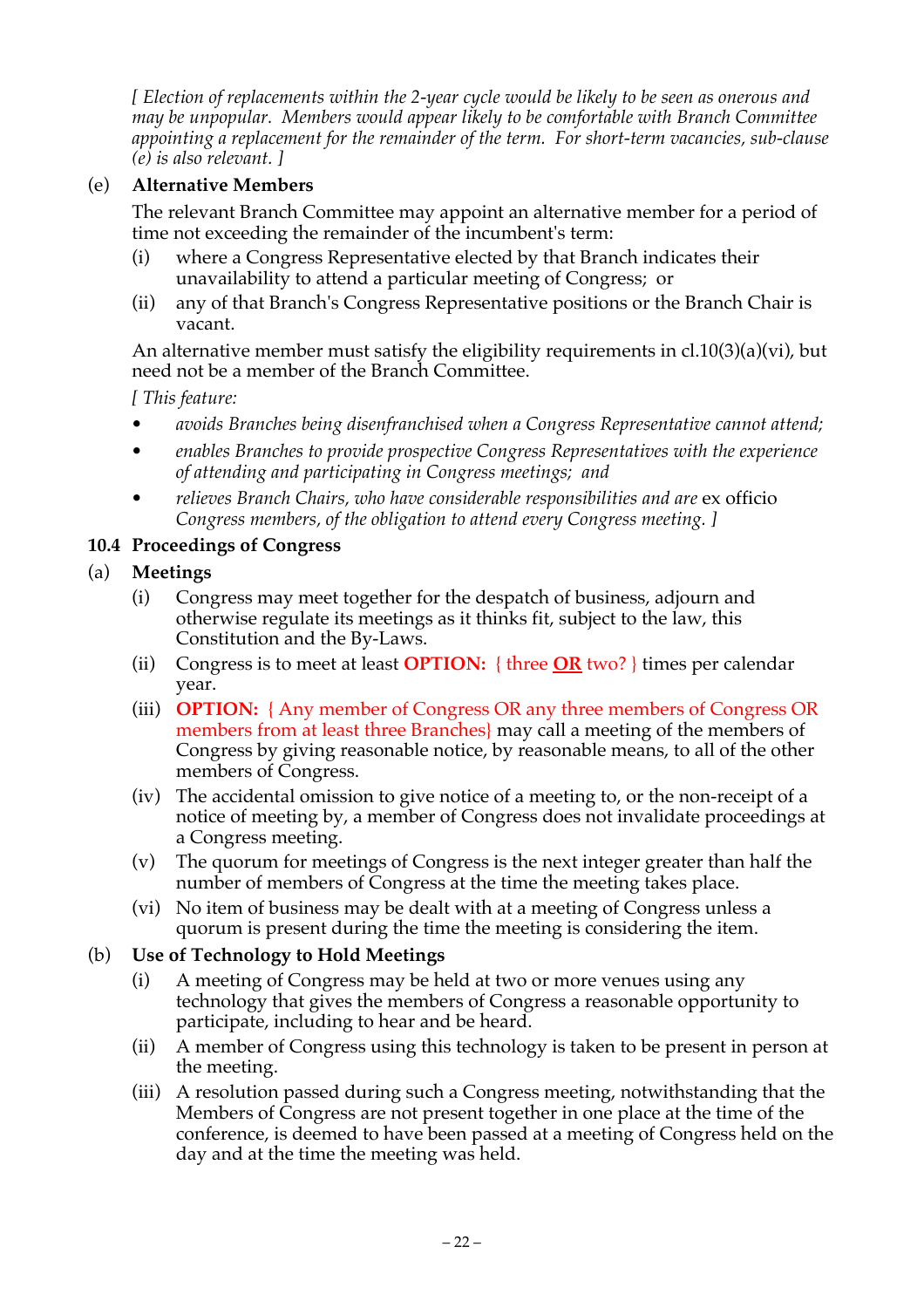*[ Election of replacements within the 2-year cycle would be likely to be seen as onerous and may be unpopular. Members would appear likely to be comfortable with Branch Committee appointing a replacement for the remainder of the term. For short-term vacancies, sub-clause (e) is also relevant. ]*

(e) **Alternative Members**

The relevant Branch Committee may appoint an alternative member for a period of time not exceeding the remainder of the incumbent's term:

- (i) where a Congress Representative elected by that Branch indicates their unavailability to attend a particular meeting of Congress; or
- (ii) any of that Branch's Congress Representative positions or the Branch Chair is vacant.

An alternative member must satisfy the eligibility requirements in cl.10(3)(a)(vi), but need not be a member of the Branch Committee.

*[ This feature:*

- *avoids Branches being disenfranchised when a Congress Representative cannot attend;*
- *enables Branches to provide prospective Congress Representatives with the experience of attending and participating in Congress meetings; and*
- *relieves Branch Chairs, who have considerable responsibilities and are* ex officio *Congress members, of the obligation to attend every Congress meeting. ]*

### 10.4 Proceedings of Congress

(a) **Meetings**

- (i) Congress may meet together for the despatch of business, adjourn and otherwise regulate its meetings as it thinks fit, subject to the law, this Constitution and the By-Laws.
- (ii) Congress is to meet at least **OPTION:** { three **<u>OR</u>** two? } times per calendar year.
- (iii) **OPTION:** { Any member of Congress OR any three members of Congress OR members from at least three Branches} may call a meeting of the members of Congress by giving reasonable notice, by reasonable means, to all of the other members of Congress.
- (iv) The accidental omission to give notice of a meeting to, or the non-receipt of a notice of meeting by, a member of Congress does not invalidate proceedings at a Congress meeting.
- (v) The quorum for meetings of Congress is the next integer greater than half the number of members of Congress at the time the meeting takes place.
- (vi) No item of business may be dealt with at a meeting of Congress unless a quorum is present during the time the meeting is considering the item.

(b) **Use of Technology to Hold Meetings**

- (i) A meeting of Congress may be held at two or more venues using any technology that gives the members of Congress a reasonable opportunity to participate, including to hear and be heard.
- (ii) A member of Congress using this technology is taken to be present in person at the meeting.
- (iii) A resolution passed during such a Congress meeting, notwithstanding that the Members of Congress are not present together in one place at the time of the conference, is deemed to have been passed at a meeting of Congress held on the day and at the time the meeting was held.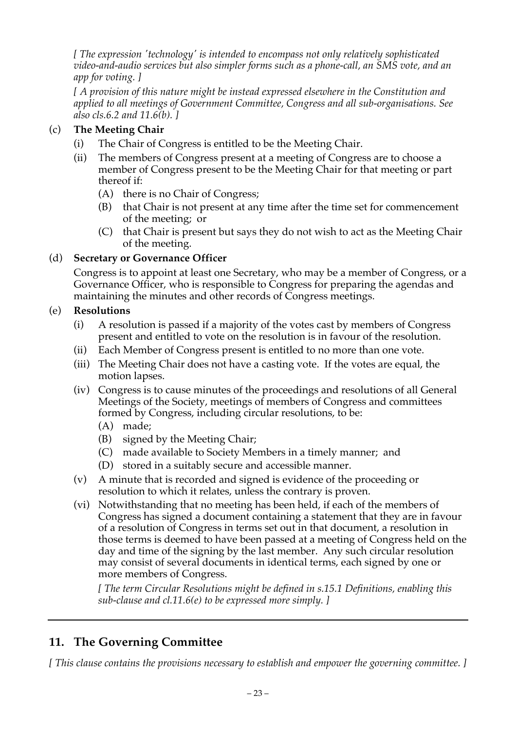*[ The expression 'technology' is intended to encompass not only relatively sophisticated video-and-audio services but also simpler forms such as a phone-call, an SMS vote, and an app for voting. ]*

*[ A provision of this nature might be instead expressed elsewhere in the Constitution and applied to all meetings of Government Committee, Congress and all sub-organisations. See also cls.6.2 and 11.6(b). ]*

(c) **The Meeting Chair**

- (i) The Chair of Congress is entitled to be the Meeting Chair.
- (ii) The members of Congress present at a meeting of Congress are to choose a member of Congress present to be the Meeting Chair for that meeting or part thereof if:
  - (A) there is no Chair of Congress;
  - (B) that Chair is not present at any time after the time set for commencement of the meeting; or
  - (C) that Chair is present but says they do not wish to act as the Meeting Chair of the meeting.

(d) **Secretary or Governance Officer**

Congress is to appoint at least one Secretary, who may be a member of Congress, or a Governance Officer, who is responsible to Congress for preparing the agendas and maintaining the minutes and other records of Congress meetings.

(e) **Resolutions**

- (i) A resolution is passed if a majority of the votes cast by members of Congress present and entitled to vote on the resolution is in favour of the resolution.
- (ii) Each Member of Congress present is entitled to no more than one vote.
- (iii) The Meeting Chair does not have a casting vote. If the votes are equal, the motion lapses.
- (iv) Congress is to cause minutes of the proceedings and resolutions of all General Meetings of the Society, meetings of members of Congress and committees formed by Congress, including circular resolutions, to be:
  - (A) made;
  - (B) signed by the Meeting Chair;
  - (C) made available to Society Members in a timely manner; and
  - (D) stored in a suitably secure and accessible manner.
- (v) A minute that is recorded and signed is evidence of the proceeding or resolution to which it relates, unless the contrary is proven.
- (vi) Notwithstanding that no meeting has been held, if each of the members of Congress has signed a document containing a statement that they are in favour of a resolution of Congress in terms set out in that document, a resolution in those terms is deemed to have been passed at a meeting of Congress held on the day and time of the signing by the last member. Any such circular resolution may consist of several documents in identical terms, each signed by one or more members of Congress.

  *[ The term Circular Resolutions might be defined in s.15.1 Definitions, enabling this sub-clause and cl.11.6(e) to be expressed more simply. ]*

---

## 11. The Governing Committee

*[ This clause contains the provisions necessary to establish and empower the governing committee. ]*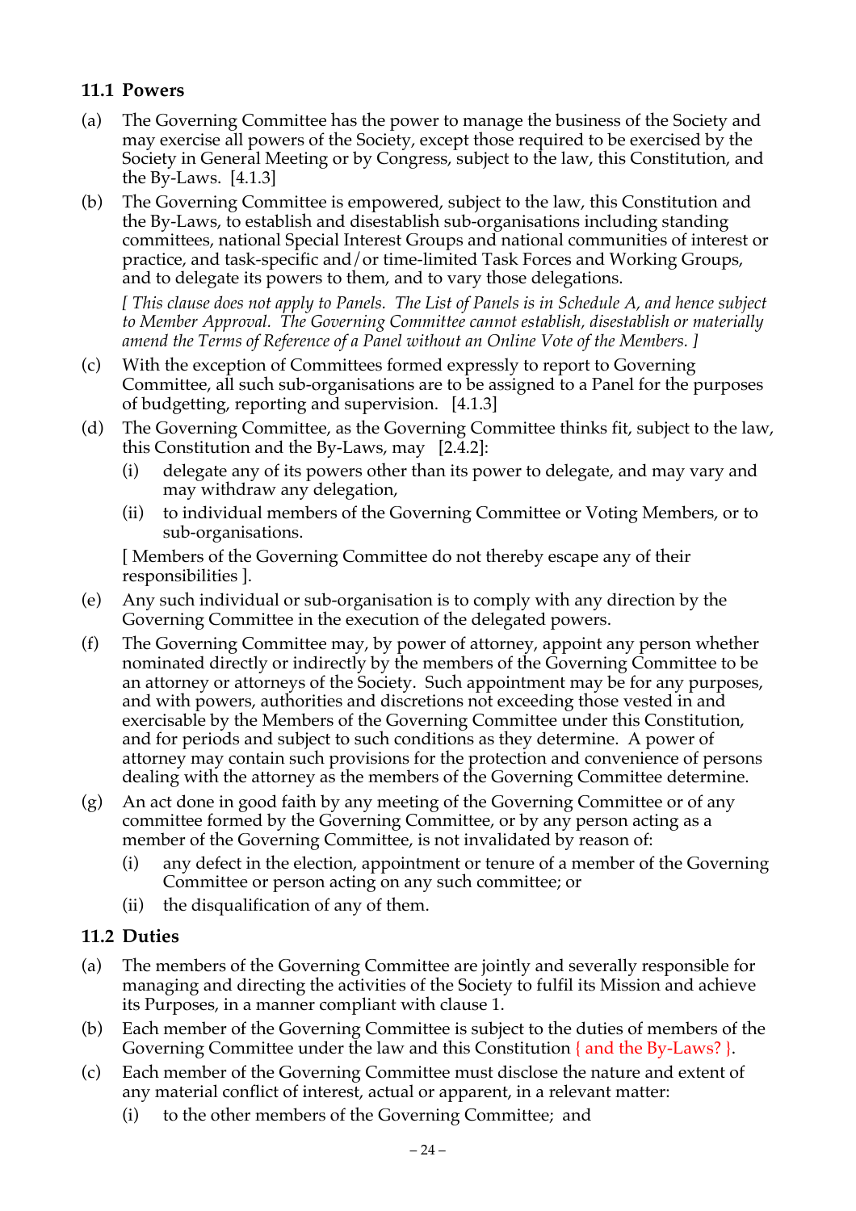### 11.1 Powers

(a) The Governing Committee has the power to manage the business of the Society and may exercise all powers of the Society, except those required to be exercised by the Society in General Meeting or by Congress, subject to the law, this Constitution, and the By-Laws. [4.1.3]

(b) The Governing Committee is empowered, subject to the law, this Constitution and the By-Laws, to establish and disestablish sub-organisations including standing committees, national Special Interest Groups and national communities of interest or practice, and task-specific and/or time-limited Task Forces and Working Groups, and to delegate its powers to them, and to vary those delegations.

*[ This clause does not apply to Panels. The List of Panels is in Schedule A, and hence subject to Member Approval. The Governing Committee cannot establish, disestablish or materially amend the Terms of Reference of a Panel without an Online Vote of the Members. ]*

(c) With the exception of Committees formed expressly to report to Governing Committee, all such sub-organisations are to be assigned to a Panel for the purposes of budgetting, reporting and supervision. [4.1.3]

(d) The Governing Committee, as the Governing Committee thinks fit, subject to the law, this Constitution and the By-Laws, may [2.4.2]:

  (i) delegate any of its powers other than its power to delegate, and may vary and may withdraw any delegation,

  (ii) to individual members of the Governing Committee or Voting Members, or to sub-organisations.

[ Members of the Governing Committee do not thereby escape any of their responsibilities ].

(e) Any such individual or sub-organisation is to comply with any direction by the Governing Committee in the execution of the delegated powers.

(f) The Governing Committee may, by power of attorney, appoint any person whether nominated directly or indirectly by the members of the Governing Committee to be an attorney or attorneys of the Society. Such appointment may be for any purposes, and with powers, authorities and discretions not exceeding those vested in and exercisable by the Members of the Governing Committee under this Constitution, and for periods and subject to such conditions as they determine. A power of attorney may contain such provisions for the protection and convenience of persons dealing with the attorney as the members of the Governing Committee determine.

(g) An act done in good faith by any meeting of the Governing Committee or of any committee formed by the Governing Committee, or by any person acting as a member of the Governing Committee, is not invalidated by reason of:

  (i) any defect in the election, appointment or tenure of a member of the Governing Committee or person acting on any such committee; or

  (ii) the disqualification of any of them.

### 11.2 Duties

(a) The members of the Governing Committee are jointly and severally responsible for managing and directing the activities of the Society to fulfil its Mission and achieve its Purposes, in a manner compliant with clause 1.

(b) Each member of the Governing Committee is subject to the duties of members of the Governing Committee under the law and this Constitution { and the By-Laws? }.

(c) Each member of the Governing Committee must disclose the nature and extent of any material conflict of interest, actual or apparent, in a relevant matter:

  (i) to the other members of the Governing Committee; and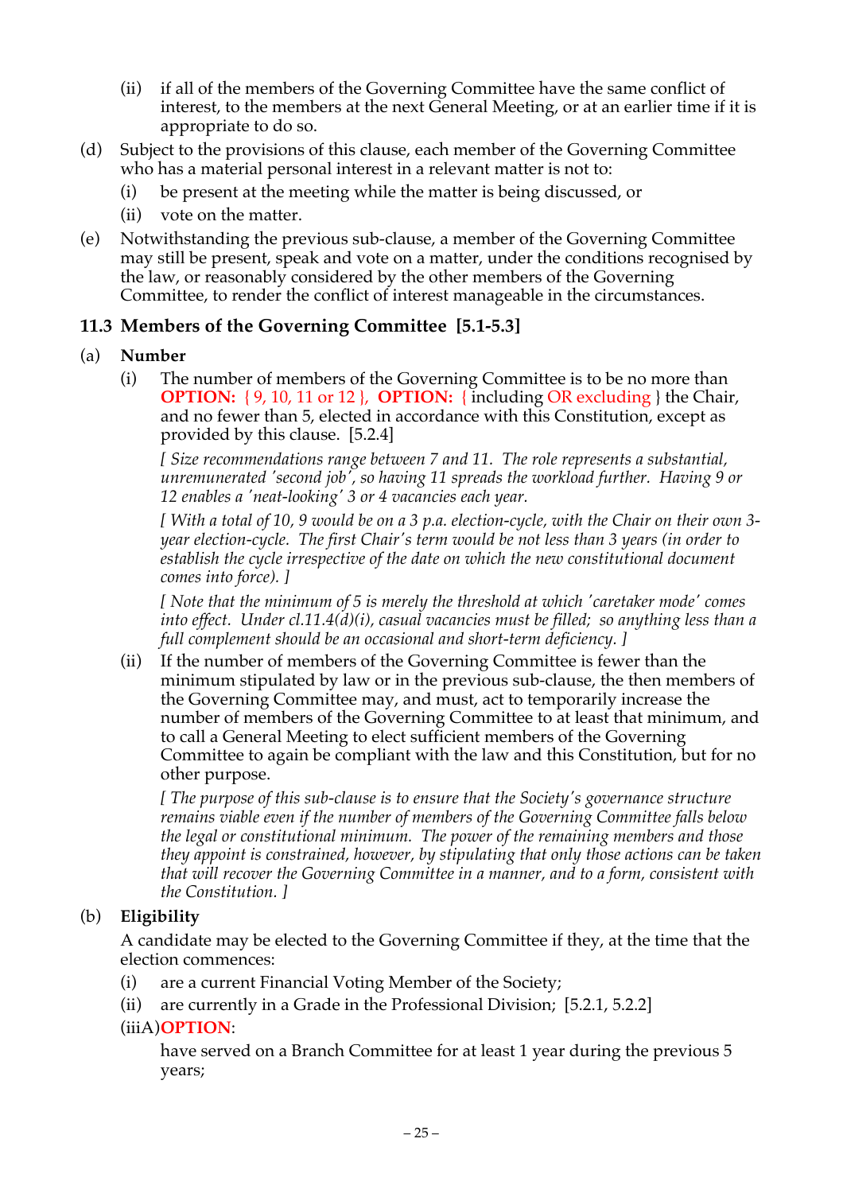(ii) if all of the members of the Governing Committee have the same conflict of interest, to the members at the next General Meeting, or at an earlier time if it is appropriate to do so.

(d) Subject to the provisions of this clause, each member of the Governing Committee who has a material personal interest in a relevant matter is not to:

  (i) be present at the meeting while the matter is being discussed, or

  (ii) vote on the matter.

(e) Notwithstanding the previous sub-clause, a member of the Governing Committee may still be present, speak and vote on a matter, under the conditions recognised by the law, or reasonably considered by the other members of the Governing Committee, to render the conflict of interest manageable in the circumstances.

### 11.3 Members of the Governing Committee [5.1-5.3]

(a) **Number**

  (i) The number of members of the Governing Committee is to be no more than **OPTION:** { 9, 10, 11 or 12 }, **OPTION:** { including OR excluding } the Chair, and no fewer than 5, elected in accordance with this Constitution, except as provided by this clause. [5.2.4]

  *[ Size recommendations range between 7 and 11. The role represents a substantial, unremunerated 'second job', so having 11 spreads the workload further. Having 9 or 12 enables a 'neat-looking' 3 or 4 vacancies each year.*

  *[ With a total of 10, 9 would be on a 3 p.a. election-cycle, with the Chair on their own 3-year election-cycle. The first Chair's term would be not less than 3 years (in order to establish the cycle irrespective of the date on which the new constitutional document comes into force). ]*

  *[ Note that the minimum of 5 is merely the threshold at which 'caretaker mode' comes into effect. Under cl.11.4(d)(i), casual vacancies must be filled; so anything less than a full complement should be an occasional and short-term deficiency. ]*

  (ii) If the number of members of the Governing Committee is fewer than the minimum stipulated by law or in the previous sub-clause, the then members of the Governing Committee may, and must, act to temporarily increase the number of members of the Governing Committee to at least that minimum, and to call a General Meeting to elect sufficient members of the Governing Committee to again be compliant with the law and this Constitution, but for no other purpose.

  *[ The purpose of this sub-clause is to ensure that the Society's governance structure remains viable even if the number of members of the Governing Committee falls below the legal or constitutional minimum. The power of the remaining members and those they appoint is constrained, however, by stipulating that only those actions can be taken that will recover the Governing Committee in a manner, and to a form, consistent with the Constitution. ]*

(b) **Eligibility**

  A candidate may be elected to the Governing Committee if they, at the time that the election commences:

  (i) are a current Financial Voting Member of the Society;

  (ii) are currently in a Grade in the Professional Division; [5.2.1, 5.2.2]

  (iiiA) **OPTION**:

  have served on a Branch Committee for at least 1 year during the previous 5 years;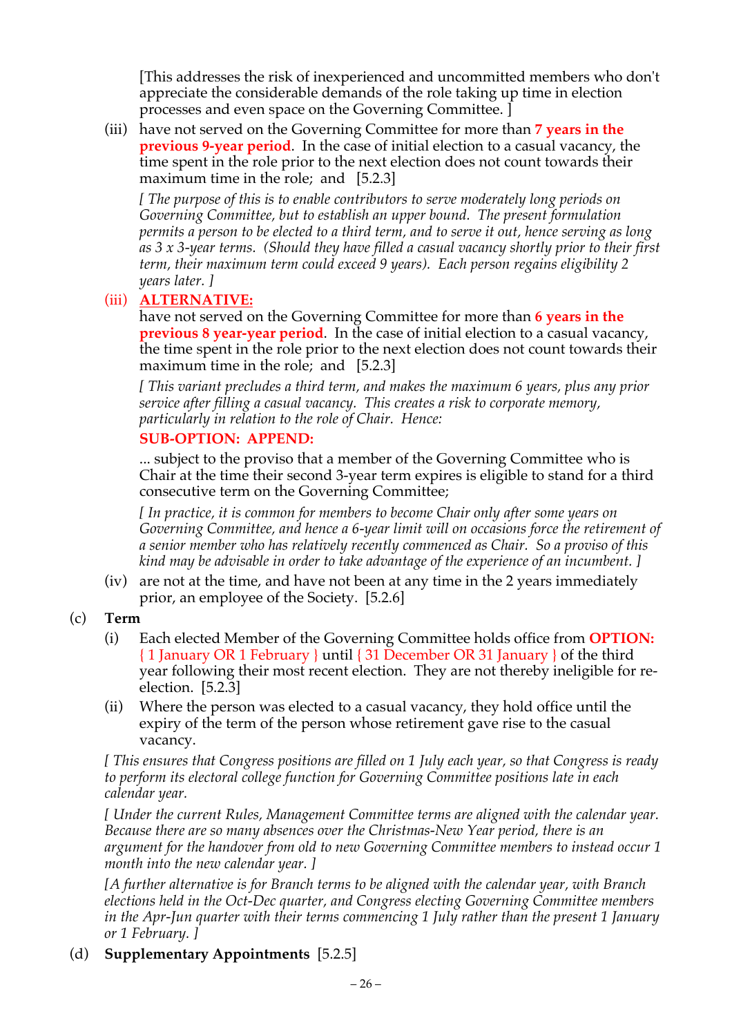[This addresses the risk of inexperienced and uncommitted members who don't appreciate the considerable demands of the role taking up time in election processes and even space on the Governing Committee. ]

(iii) have not served on the Governing Committee for more than **7 years in the previous 9-year period**. In the case of initial election to a casual vacancy, the time spent in the role prior to the next election does not count towards their maximum time in the role; and [5.2.3]

*[ The purpose of this is to enable contributors to serve moderately long periods on Governing Committee, but to establish an upper bound. The present formulation permits a person to be elected to a third term, and to serve it out, hence serving as long as 3 x 3-year terms. (Should they have filled a casual vacancy shortly prior to their first term, their maximum term could exceed 9 years). Each person regains eligibility 2 years later. ]*

(iii) **ALTERNATIVE:**
have not served on the Governing Committee for more than **6 years in the previous 8 year-year period**. In the case of initial election to a casual vacancy, the time spent in the role prior to the next election does not count towards their maximum time in the role; and [5.2.3]

*[ This variant precludes a third term, and makes the maximum 6 years, plus any prior service after filling a casual vacancy. This creates a risk to corporate memory, particularly in relation to the role of Chair. Hence:*

**SUB-OPTION: APPEND:**

... subject to the proviso that a member of the Governing Committee who is Chair at the time their second 3-year term expires is eligible to stand for a third consecutive term on the Governing Committee;

*[ In practice, it is common for members to become Chair only after some years on Governing Committee, and hence a 6-year limit will on occasions force the retirement of a senior member who has relatively recently commenced as Chair. So a proviso of this kind may be advisable in order to take advantage of the experience of an incumbent. ]*

(iv) are not at the time, and have not been at any time in the 2 years immediately prior, an employee of the Society. [5.2.6]

(c) **Term**

(i) Each elected Member of the Governing Committee holds office from **OPTION:** { 1 January OR 1 February } until { 31 December OR 31 January } of the third year following their most recent election. They are not thereby ineligible for re-election. [5.2.3]

(ii) Where the person was elected to a casual vacancy, they hold office until the expiry of the term of the person whose retirement gave rise to the casual vacancy.

*[ This ensures that Congress positions are filled on 1 July each year, so that Congress is ready to perform its electoral college function for Governing Committee positions late in each calendar year.*

*[ Under the current Rules, Management Committee terms are aligned with the calendar year. Because there are so many absences over the Christmas-New Year period, there is an argument for the handover from old to new Governing Committee members to instead occur 1 month into the new calendar year. ]*

*[A further alternative is for Branch terms to be aligned with the calendar year, with Branch elections held in the Oct-Dec quarter, and Congress electing Governing Committee members in the Apr-Jun quarter with their terms commencing 1 July rather than the present 1 January or 1 February. ]*

(d) **Supplementary Appointments** [5.2.5]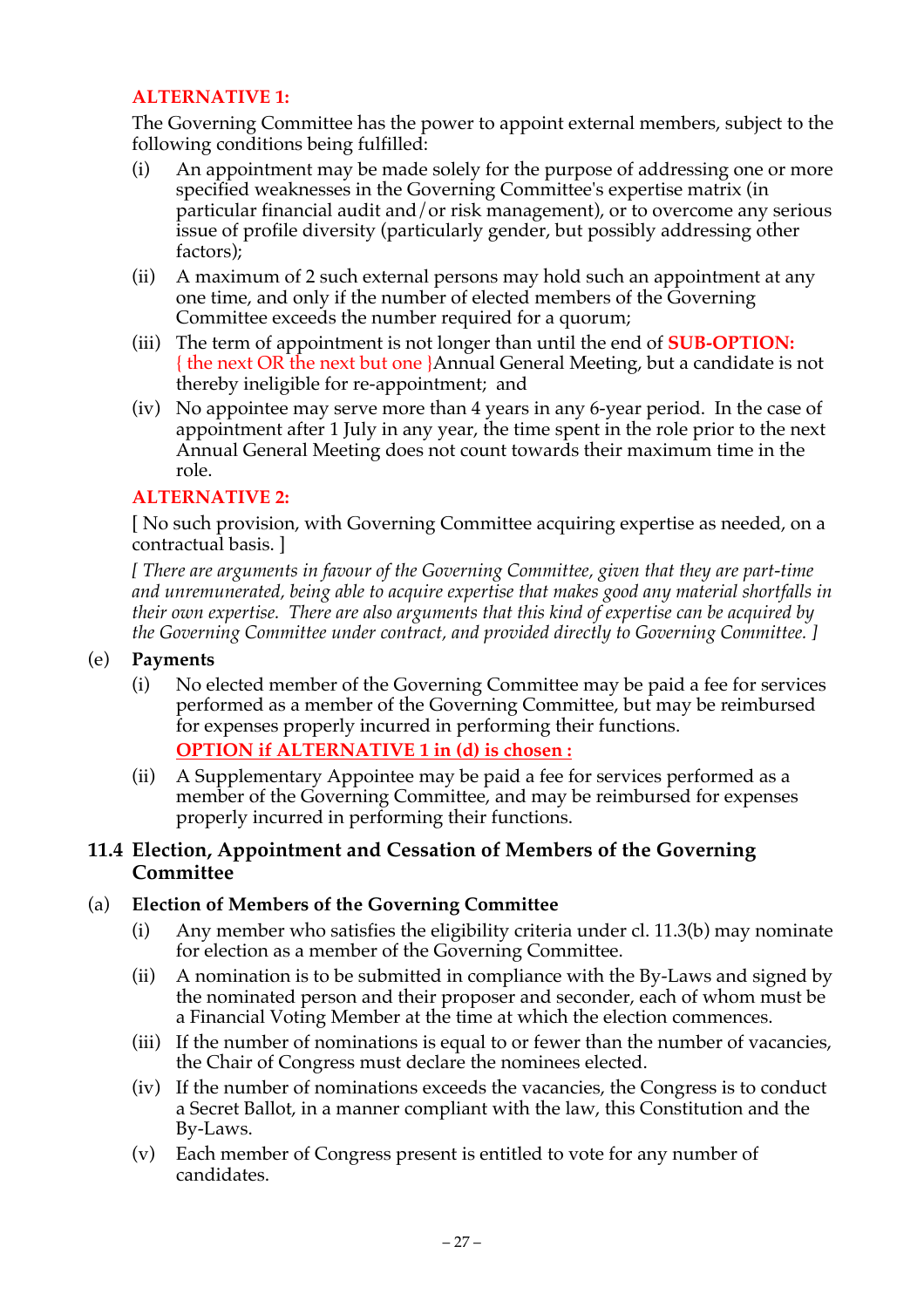**ALTERNATIVE 1:**

The Governing Committee has the power to appoint external members, subject to the following conditions being fulfilled:

(i) An appointment may be made solely for the purpose of addressing one or more specified weaknesses in the Governing Committee's expertise matrix (in particular financial audit and/or risk management), or to overcome any serious issue of profile diversity (particularly gender, but possibly addressing other factors);

(ii) A maximum of 2 such external persons may hold such an appointment at any one time, and only if the number of elected members of the Governing Committee exceeds the number required for a quorum;

(iii) The term of appointment is not longer than until the end of **SUB-OPTION:** { the next OR the next but one }Annual General Meeting, but a candidate is not thereby ineligible for re-appointment; and

(iv) No appointee may serve more than 4 years in any 6-year period. In the case of appointment after 1 July in any year, the time spent in the role prior to the next Annual General Meeting does not count towards their maximum time in the role.

**ALTERNATIVE 2:**

[ No such provision, with Governing Committee acquiring expertise as needed, on a contractual basis. ]

*[ There are arguments in favour of the Governing Committee, given that they are part-time and unremunerated, being able to acquire expertise that makes good any material shortfalls in their own expertise. There are also arguments that this kind of expertise can be acquired by the Governing Committee under contract, and provided directly to Governing Committee. ]*

(e) **Payments**

(i) No elected member of the Governing Committee may be paid a fee for services performed as a member of the Governing Committee, but may be reimbursed for expenses properly incurred in performing their functions.

**OPTION if ALTERNATIVE 1 in (d) is chosen :**

(ii) A Supplementary Appointee may be paid a fee for services performed as a member of the Governing Committee, and may be reimbursed for expenses properly incurred in performing their functions.

## 11.4 Election, Appointment and Cessation of Members of the Governing Committee

(a) **Election of Members of the Governing Committee**

(i) Any member who satisfies the eligibility criteria under cl. 11.3(b) may nominate for election as a member of the Governing Committee.

(ii) A nomination is to be submitted in compliance with the By-Laws and signed by the nominated person and their proposer and seconder, each of whom must be a Financial Voting Member at the time at which the election commences.

(iii) If the number of nominations is equal to or fewer than the number of vacancies, the Chair of Congress must declare the nominees elected.

(iv) If the number of nominations exceeds the vacancies, the Congress is to conduct a Secret Ballot, in a manner compliant with the law, this Constitution and the By-Laws.

(v) Each member of Congress present is entitled to vote for any number of candidates.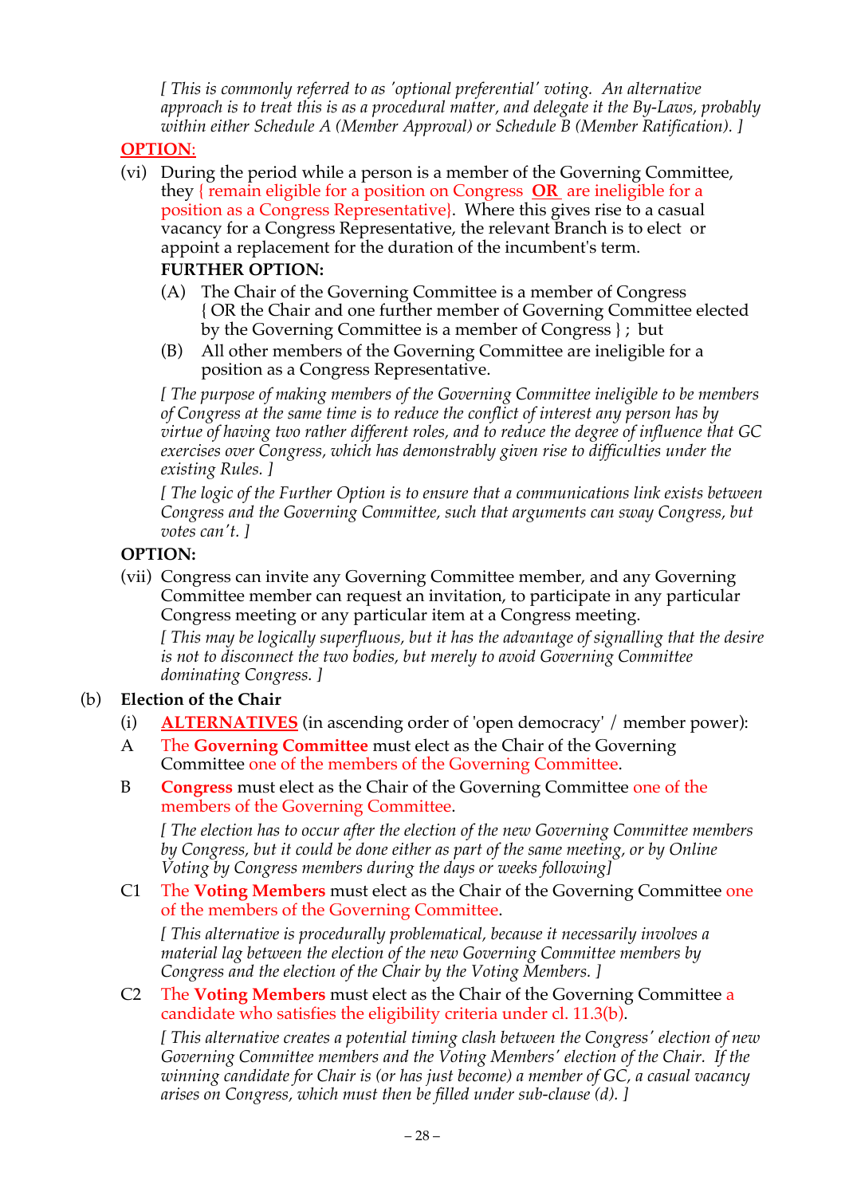*[ This is commonly referred to as 'optional preferential' voting. An alternative approach is to treat this is as a procedural matter, and delegate it the By-Laws, probably within either Schedule A (Member Approval) or Schedule B (Member Ratification). ]*

**OPTION**:

(vi) During the period while a person is a member of the Governing Committee, they { remain eligible for a position on Congress **OR** are ineligible for a position as a Congress Representative}. Where this gives rise to a casual vacancy for a Congress Representative, the relevant Branch is to elect or appoint a replacement for the duration of the incumbent's term.

**FURTHER OPTION:**

(A) The Chair of the Governing Committee is a member of Congress { OR the Chair and one further member of Governing Committee elected by the Governing Committee is a member of Congress } ; but

(B) All other members of the Governing Committee are ineligible for a position as a Congress Representative.

*[ The purpose of making members of the Governing Committee ineligible to be members of Congress at the same time is to reduce the conflict of interest any person has by virtue of having two rather different roles, and to reduce the degree of influence that GC exercises over Congress, which has demonstrably given rise to difficulties under the existing Rules. ]*

*[ The logic of the Further Option is to ensure that a communications link exists between Congress and the Governing Committee, such that arguments can sway Congress, but votes can't. ]*

**OPTION:**

(vii) Congress can invite any Governing Committee member, and any Governing Committee member can request an invitation, to participate in any particular Congress meeting or any particular item at a Congress meeting.

*[ This may be logically superfluous, but it has the advantage of signalling that the desire is not to disconnect the two bodies, but merely to avoid Governing Committee dominating Congress. ]*

(b) **Election of the Chair**

(i) **ALTERNATIVES** (in ascending order of 'open democracy' / member power):

A The **Governing Committee** must elect as the Chair of the Governing Committee one of the members of the Governing Committee.

B **Congress** must elect as the Chair of the Governing Committee one of the members of the Governing Committee.

*[ The election has to occur after the election of the new Governing Committee members by Congress, but it could be done either as part of the same meeting, or by Online Voting by Congress members during the days or weeks following]*

C1 The **Voting Members** must elect as the Chair of the Governing Committee one of the members of the Governing Committee.

*[ This alternative is procedurally problematical, because it necessarily involves a material lag between the election of the new Governing Committee members by Congress and the election of the Chair by the Voting Members. ]*

C2 The **Voting Members** must elect as the Chair of the Governing Committee a candidate who satisfies the eligibility criteria under cl. 11.3(b).

*[ This alternative creates a potential timing clash between the Congress' election of new Governing Committee members and the Voting Members' election of the Chair. If the winning candidate for Chair is (or has just become) a member of GC, a casual vacancy arises on Congress, which must then be filled under sub-clause (d). ]*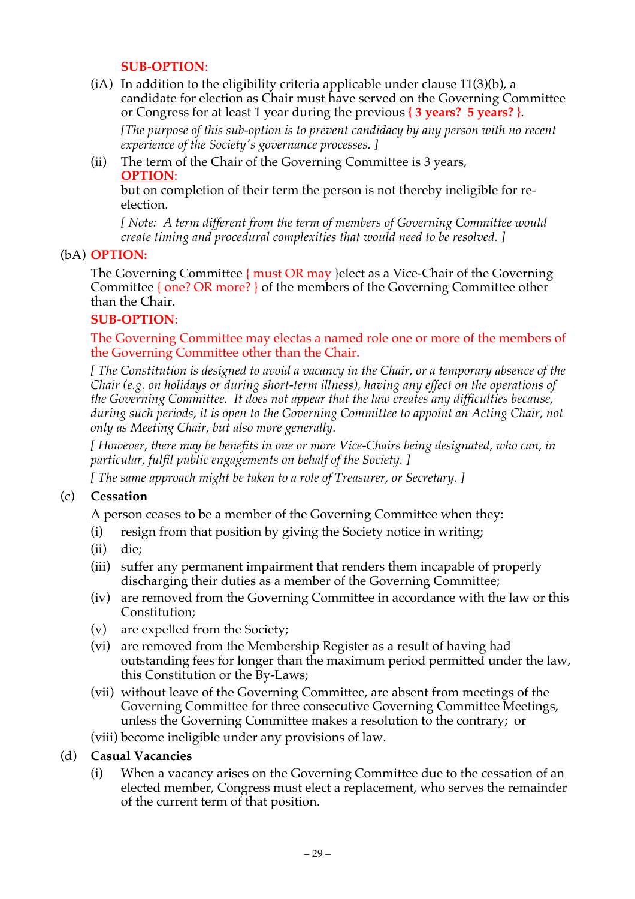**SUB-OPTION**:

(iA) In addition to the eligibility criteria applicable under clause 11(3)(b), a candidate for election as Chair must have served on the Governing Committee or Congress for at least 1 year during the previous **{ 3 years? 5 years? }**.

*[The purpose of this sub-option is to prevent candidacy by any person with no recent experience of the Society's governance processes. ]*

(ii) The term of the Chair of the Governing Committee is 3 years,
**OPTION**:
but on completion of their term the person is not thereby ineligible for re-election.

*[ Note: A term different from the term of members of Governing Committee would create timing and procedural complexities that would need to be resolved. ]*

(bA) **OPTION:**

The Governing Committee { must OR may }elect as a Vice-Chair of the Governing Committee { one? OR more? } of the members of the Governing Committee other than the Chair.

**SUB-OPTION**:

The Governing Committee may electas a named role one or more of the members of the Governing Committee other than the Chair.

*[ The Constitution is designed to avoid a vacancy in the Chair, or a temporary absence of the Chair (e.g. on holidays or during short-term illness), having any effect on the operations of the Governing Committee. It does not appear that the law creates any difficulties because, during such periods, it is open to the Governing Committee to appoint an Acting Chair, not only as Meeting Chair, but also more generally.*

*[ However, there may be benefits in one or more Vice-Chairs being designated, who can, in particular, fulfil public engagements on behalf of the Society. ]*

*[ The same approach might be taken to a role of Treasurer, or Secretary. ]*

(c) **Cessation**

A person ceases to be a member of the Governing Committee when they:

(i) resign from that position by giving the Society notice in writing;

(ii) die;

(iii) suffer any permanent impairment that renders them incapable of properly discharging their duties as a member of the Governing Committee;

(iv) are removed from the Governing Committee in accordance with the law or this Constitution;

(v) are expelled from the Society;

(vi) are removed from the Membership Register as a result of having had outstanding fees for longer than the maximum period permitted under the law, this Constitution or the By-Laws;

(vii) without leave of the Governing Committee, are absent from meetings of the Governing Committee for three consecutive Governing Committee Meetings, unless the Governing Committee makes a resolution to the contrary; or

(viii) become ineligible under any provisions of law.

(d) **Casual Vacancies**

(i) When a vacancy arises on the Governing Committee due to the cessation of an elected member, Congress must elect a replacement, who serves the remainder of the current term of that position.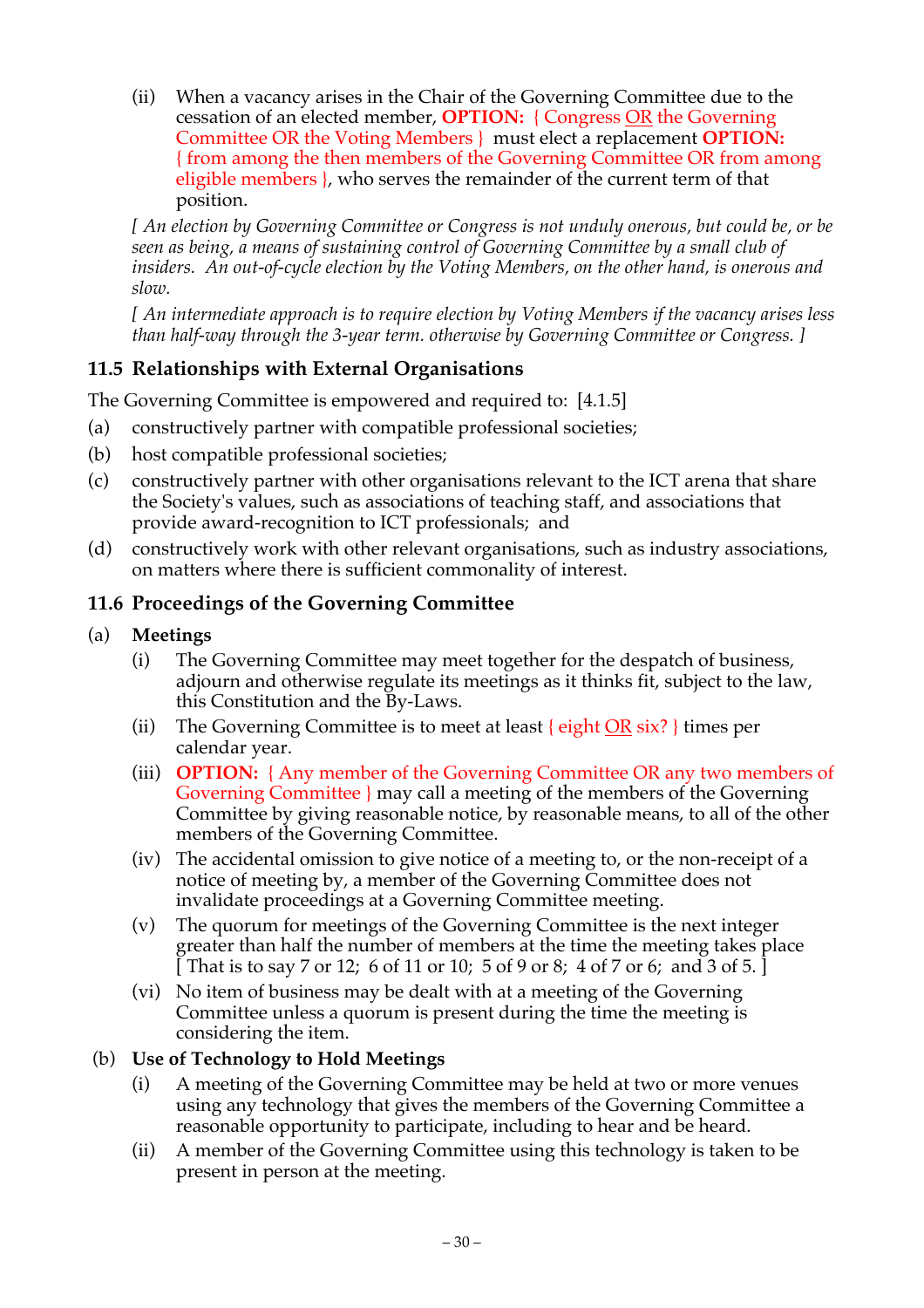(ii) When a vacancy arises in the Chair of the Governing Committee due to the cessation of an elected member, **OPTION:** { Congress OR the Governing Committee OR the Voting Members } must elect a replacement **OPTION:** { from among the then members of the Governing Committee OR from among eligible members }, who serves the remainder of the current term of that position.

*[ An election by Governing Committee or Congress is not unduly onerous, but could be, or be seen as being, a means of sustaining control of Governing Committee by a small club of insiders. An out-of-cycle election by the Voting Members, on the other hand, is onerous and slow.*

*[ An intermediate approach is to require election by Voting Members if the vacancy arises less than half-way through the 3-year term. otherwise by Governing Committee or Congress. ]*

## 11.5 Relationships with External Organisations

The Governing Committee is empowered and required to: [4.1.5]

(a) constructively partner with compatible professional societies;

(b) host compatible professional societies;

(c) constructively partner with other organisations relevant to the ICT arena that share the Society's values, such as associations of teaching staff, and associations that provide award-recognition to ICT professionals; and

(d) constructively work with other relevant organisations, such as industry associations, on matters where there is sufficient commonality of interest.

## 11.6 Proceedings of the Governing Committee

(a) **Meetings**

(i) The Governing Committee may meet together for the despatch of business, adjourn and otherwise regulate its meetings as it thinks fit, subject to the law, this Constitution and the By-Laws.

(ii) The Governing Committee is to meet at least { eight OR six? } times per calendar year.

(iii) **OPTION:** { Any member of the Governing Committee OR any two members of Governing Committee } may call a meeting of the members of the Governing Committee by giving reasonable notice, by reasonable means, to all of the other members of the Governing Committee.

(iv) The accidental omission to give notice of a meeting to, or the non-receipt of a notice of meeting by, a member of the Governing Committee does not invalidate proceedings at a Governing Committee meeting.

(v) The quorum for meetings of the Governing Committee is the next integer greater than half the number of members at the time the meeting takes place [ That is to say 7 or 12; 6 of 11 or 10; 5 of 9 or 8; 4 of 7 or 6; and 3 of 5. ]

(vi) No item of business may be dealt with at a meeting of the Governing Committee unless a quorum is present during the time the meeting is considering the item.

(b) **Use of Technology to Hold Meetings**

(i) A meeting of the Governing Committee may be held at two or more venues using any technology that gives the members of the Governing Committee a reasonable opportunity to participate, including to hear and be heard.

(ii) A member of the Governing Committee using this technology is taken to be present in person at the meeting.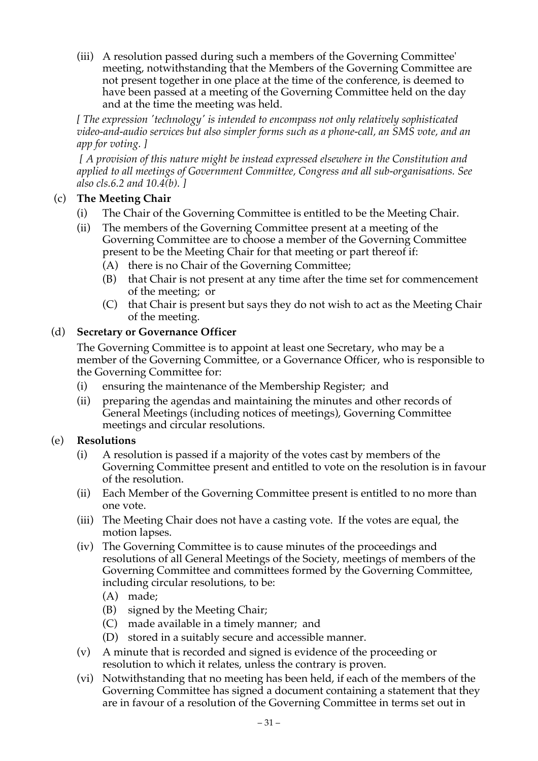(iii) A resolution passed during such a members of the Governing Committee' meeting, notwithstanding that the Members of the Governing Committee are not present together in one place at the time of the conference, is deemed to have been passed at a meeting of the Governing Committee held on the day and at the time the meeting was held.

*[ The expression 'technology' is intended to encompass not only relatively sophisticated video-and-audio services but also simpler forms such as a phone-call, an SMS vote, and an app for voting. ]*

*[ A provision of this nature might be instead expressed elsewhere in the Constitution and applied to all meetings of Government Committee, Congress and all sub-organisations. See also cls.6.2 and 10.4(b). ]*

(c) **The Meeting Chair**

(i) The Chair of the Governing Committee is entitled to be the Meeting Chair.

(ii) The members of the Governing Committee present at a meeting of the Governing Committee are to choose a member of the Governing Committee present to be the Meeting Chair for that meeting or part thereof if:

(A) there is no Chair of the Governing Committee;

(B) that Chair is not present at any time after the time set for commencement of the meeting; or

(C) that Chair is present but says they do not wish to act as the Meeting Chair of the meeting.

(d) **Secretary or Governance Officer**

The Governing Committee is to appoint at least one Secretary, who may be a member of the Governing Committee, or a Governance Officer, who is responsible to the Governing Committee for:

(i) ensuring the maintenance of the Membership Register; and

(ii) preparing the agendas and maintaining the minutes and other records of General Meetings (including notices of meetings), Governing Committee meetings and circular resolutions.

(e) **Resolutions**

(i) A resolution is passed if a majority of the votes cast by members of the Governing Committee present and entitled to vote on the resolution is in favour of the resolution.

(ii) Each Member of the Governing Committee present is entitled to no more than one vote.

(iii) The Meeting Chair does not have a casting vote. If the votes are equal, the motion lapses.

(iv) The Governing Committee is to cause minutes of the proceedings and resolutions of all General Meetings of the Society, meetings of members of the Governing Committee and committees formed by the Governing Committee, including circular resolutions, to be:

(A) made;

(B) signed by the Meeting Chair;

(C) made available in a timely manner; and

(D) stored in a suitably secure and accessible manner.

(v) A minute that is recorded and signed is evidence of the proceeding or resolution to which it relates, unless the contrary is proven.

(vi) Notwithstanding that no meeting has been held, if each of the members of the Governing Committee has signed a document containing a statement that they are in favour of a resolution of the Governing Committee in terms set out in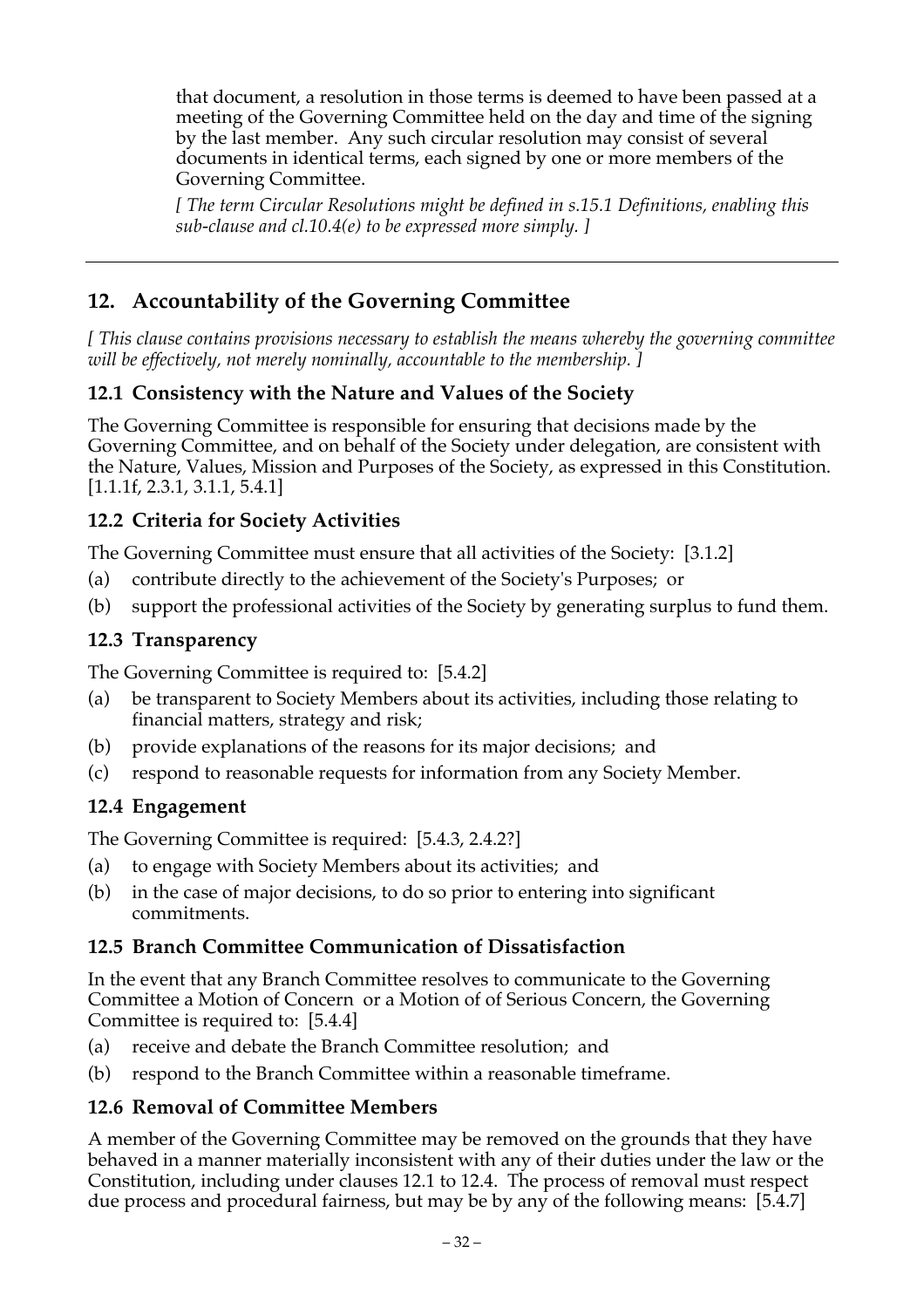that document, a resolution in those terms is deemed to have been passed at a meeting of the Governing Committee held on the day and time of the signing by the last member. Any such circular resolution may consist of several documents in identical terms, each signed by one or more members of the Governing Committee.

*[ The term Circular Resolutions might be defined in s.15.1 Definitions, enabling this sub-clause and cl.10.4(e) to be expressed more simply. ]*

---

## 12. Accountability of the Governing Committee

*[ This clause contains provisions necessary to establish the means whereby the governing committee will be effectively, not merely nominally, accountable to the membership. ]*

### 12.1 Consistency with the Nature and Values of the Society

The Governing Committee is responsible for ensuring that decisions made by the Governing Committee, and on behalf of the Society under delegation, are consistent with the Nature, Values, Mission and Purposes of the Society, as expressed in this Constitution. [1.1.1f, 2.3.1, 3.1.1, 5.4.1]

### 12.2 Criteria for Society Activities

The Governing Committee must ensure that all activities of the Society: [3.1.2]

(a) contribute directly to the achievement of the Society's Purposes; or

(b) support the professional activities of the Society by generating surplus to fund them.

### 12.3 Transparency

The Governing Committee is required to: [5.4.2]

(a) be transparent to Society Members about its activities, including those relating to financial matters, strategy and risk;

(b) provide explanations of the reasons for its major decisions; and

(c) respond to reasonable requests for information from any Society Member.

### 12.4 Engagement

The Governing Committee is required: [5.4.3, 2.4.2?]

(a) to engage with Society Members about its activities; and

(b) in the case of major decisions, to do so prior to entering into significant commitments.

### 12.5 Branch Committee Communication of Dissatisfaction

In the event that any Branch Committee resolves to communicate to the Governing Committee a Motion of Concern or a Motion of of Serious Concern, the Governing Committee is required to: [5.4.4]

(a) receive and debate the Branch Committee resolution; and

(b) respond to the Branch Committee within a reasonable timeframe.

### 12.6 Removal of Committee Members

A member of the Governing Committee may be removed on the grounds that they have behaved in a manner materially inconsistent with any of their duties under the law or the Constitution, including under clauses 12.1 to 12.4. The process of removal must respect due process and procedural fairness, but may be by any of the following means: [5.4.7]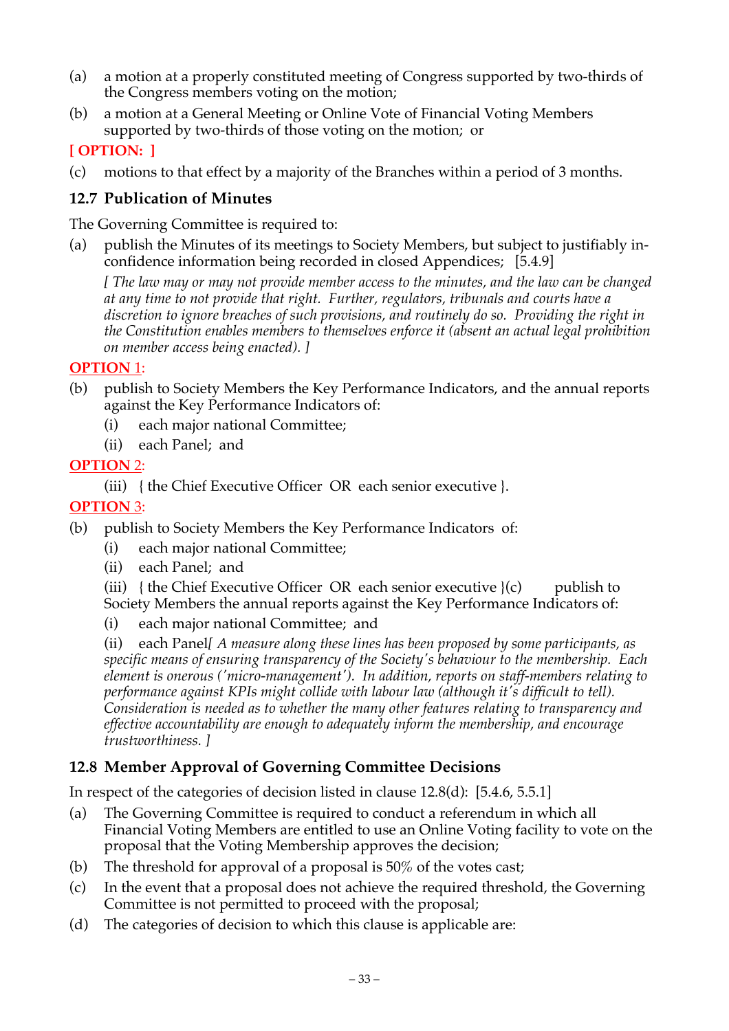(a) a motion at a properly constituted meeting of Congress supported by two-thirds of the Congress members voting on the motion;

(b) a motion at a General Meeting or Online Vote of Financial Voting Members supported by two-thirds of those voting on the motion; or

**[ OPTION: ]**

(c) motions to that effect by a majority of the Branches within a period of 3 months.

### 12.7 Publication of Minutes

The Governing Committee is required to:

(a) publish the Minutes of its meetings to Society Members, but subject to justifiably in-confidence information being recorded in closed Appendices; [5.4.9]

*[ The law may or may not provide member access to the minutes, and the law can be changed at any time to not provide that right. Further, regulators, tribunals and courts have a discretion to ignore breaches of such provisions, and routinely do so. Providing the right in the Constitution enables members to themselves enforce it (absent an actual legal prohibition on member access being enacted). ]*

**OPTION 1:**

(b) publish to Society Members the Key Performance Indicators, and the annual reports against the Key Performance Indicators of:

- (i) each major national Committee;
- (ii) each Panel; and

**OPTION 2:**

- (iii) { the Chief Executive Officer OR each senior executive }.

**OPTION 3:**

(b) publish to Society Members the Key Performance Indicators of:

- (i) each major national Committee;
- (ii) each Panel; and
- (iii) { the Chief Executive Officer OR each senior executive }(c) publish to Society Members the annual reports against the Key Performance Indicators of:
- (i) each major national Committee; and
- (ii) each Panel*[ A measure along these lines has been proposed by some participants, as specific means of ensuring transparency of the Society's behaviour to the membership. Each element is onerous ('micro-management'). In addition, reports on staff-members relating to performance against KPIs might collide with labour law (although it's difficult to tell). Consideration is needed as to whether the many other features relating to transparency and effective accountability are enough to adequately inform the membership, and encourage trustworthiness. ]*

### 12.8 Member Approval of Governing Committee Decisions

In respect of the categories of decision listed in clause 12.8(d): [5.4.6, 5.5.1]

(a) The Governing Committee is required to conduct a referendum in which all Financial Voting Members are entitled to use an Online Voting facility to vote on the proposal that the Voting Membership approves the decision;

(b) The threshold for approval of a proposal is 50% of the votes cast;

(c) In the event that a proposal does not achieve the required threshold, the Governing Committee is not permitted to proceed with the proposal;

(d) The categories of decision to which this clause is applicable are: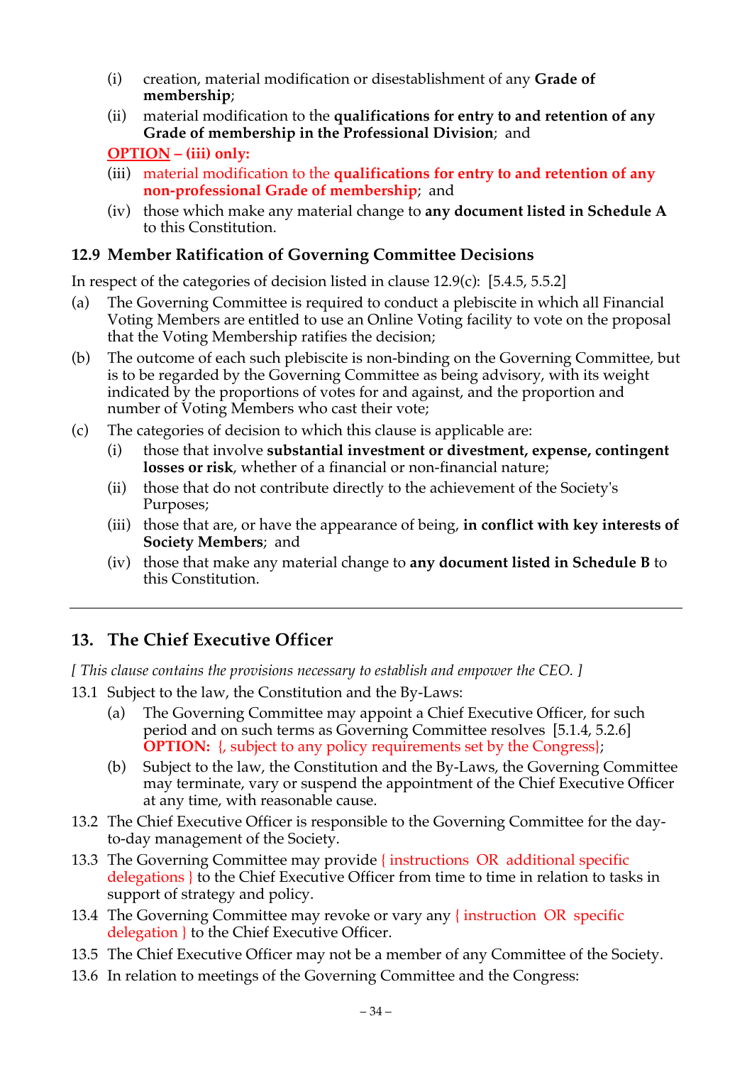(i) creation, material modification or disestablishment of any **Grade of membership**;

(ii) material modification to the **qualifications for entry to and retention of any Grade of membership in the Professional Division**; and

**OPTION – (iii) only:**

(iii) material modification to the **qualifications for entry to and retention of any non-professional Grade of membership**; and

(iv) those which make any material change to **any document listed in Schedule A** to this Constitution.

### 12.9 Member Ratification of Governing Committee Decisions

In respect of the categories of decision listed in clause 12.9(c): [5.4.5, 5.5.2]

(a) The Governing Committee is required to conduct a plebiscite in which all Financial Voting Members are entitled to use an Online Voting facility to vote on the proposal that the Voting Membership ratifies the decision;

(b) The outcome of each such plebiscite is non-binding on the Governing Committee, but is to be regarded by the Governing Committee as being advisory, with its weight indicated by the proportions of votes for and against, and the proportion and number of Voting Members who cast their vote;

(c) The categories of decision to which this clause is applicable are:

(i) those that involve **substantial investment or divestment, expense, contingent losses or risk**, whether of a financial or non-financial nature;

(ii) those that do not contribute directly to the achievement of the Society's Purposes;

(iii) those that are, or have the appearance of being, **in conflict with key interests of Society Members**; and

(iv) those that make any material change to **any document listed in Schedule B** to this Constitution.

---

## 13. The Chief Executive Officer

*[ This clause contains the provisions necessary to establish and empower the CEO. ]*

13.1 Subject to the law, the Constitution and the By-Laws:

(a) The Governing Committee may appoint a Chief Executive Officer, for such period and on such terms as Governing Committee resolves [5.1.4, 5.2.6] **OPTION:** {, subject to any policy requirements set by the Congress};

(b) Subject to the law, the Constitution and the By-Laws, the Governing Committee may terminate, vary or suspend the appointment of the Chief Executive Officer at any time, with reasonable cause.

13.2 The Chief Executive Officer is responsible to the Governing Committee for the day-to-day management of the Society.

13.3 The Governing Committee may provide { instructions OR additional specific delegations } to the Chief Executive Officer from time to time in relation to tasks in support of strategy and policy.

13.4 The Governing Committee may revoke or vary any { instruction OR specific delegation } to the Chief Executive Officer.

13.5 The Chief Executive Officer may not be a member of any Committee of the Society.

13.6 In relation to meetings of the Governing Committee and the Congress: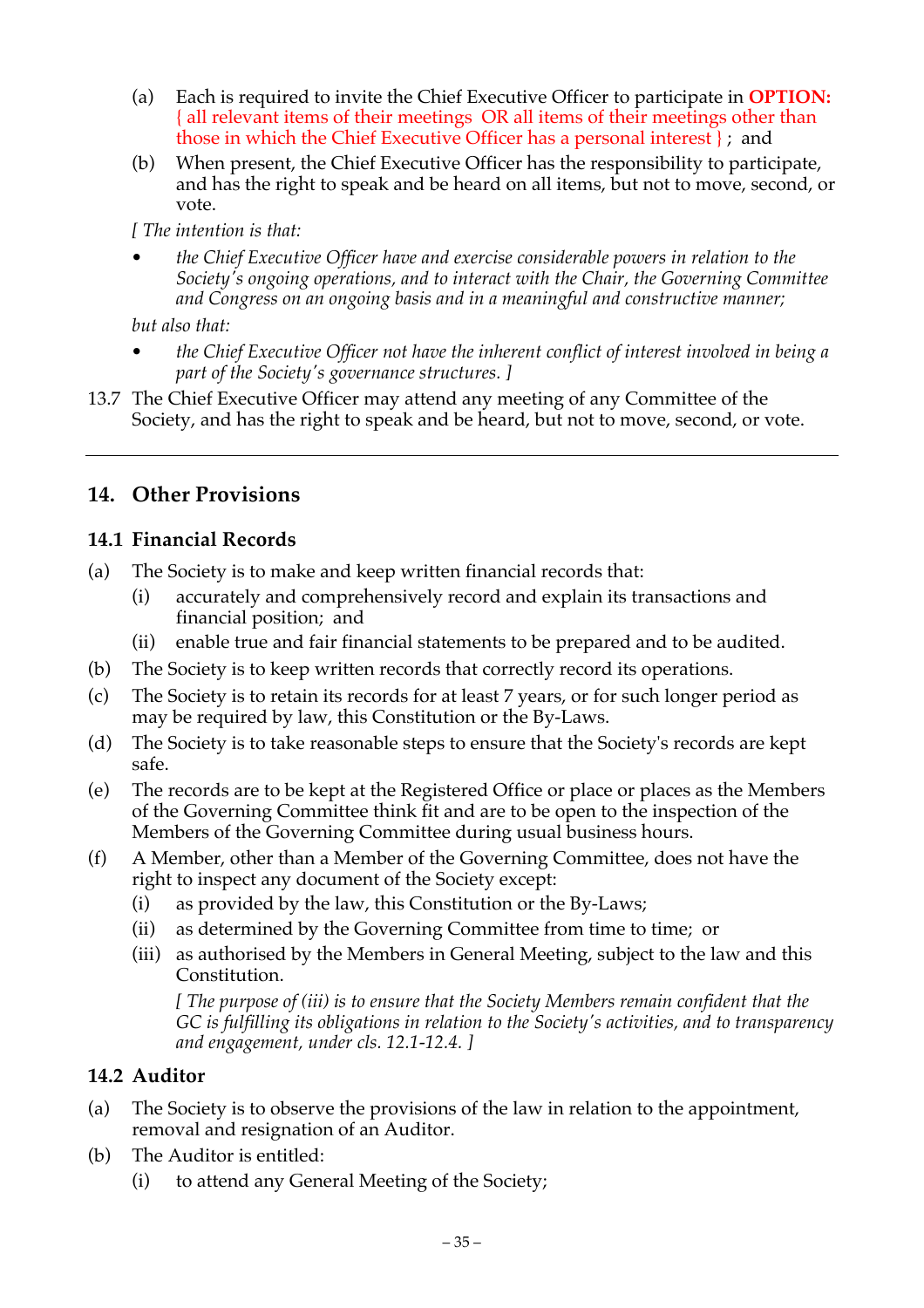(a) Each is required to invite the Chief Executive Officer to participate in **OPTION:** { all relevant items of their meetings OR all items of their meetings other than those in which the Chief Executive Officer has a personal interest } ; and

(b) When present, the Chief Executive Officer has the responsibility to participate, and has the right to speak and be heard on all items, but not to move, second, or vote.

*[ The intention is that:*

- *the Chief Executive Officer have and exercise considerable powers in relation to the Society's ongoing operations, and to interact with the Chair, the Governing Committee and Congress on an ongoing basis and in a meaningful and constructive manner;*

*but also that:*

- *the Chief Executive Officer not have the inherent conflict of interest involved in being a part of the Society's governance structures. ]*

13.7 The Chief Executive Officer may attend any meeting of any Committee of the Society, and has the right to speak and be heard, but not to move, second, or vote.

---

## 14. Other Provisions

### 14.1 Financial Records

(a) The Society is to make and keep written financial records that:

  (i) accurately and comprehensively record and explain its transactions and financial position; and

  (ii) enable true and fair financial statements to be prepared and to be audited.

(b) The Society is to keep written records that correctly record its operations.

(c) The Society is to retain its records for at least 7 years, or for such longer period as may be required by law, this Constitution or the By-Laws.

(d) The Society is to take reasonable steps to ensure that the Society's records are kept safe.

(e) The records are to be kept at the Registered Office or place or places as the Members of the Governing Committee think fit and are to be open to the inspection of the Members of the Governing Committee during usual business hours.

(f) A Member, other than a Member of the Governing Committee, does not have the right to inspect any document of the Society except:

  (i) as provided by the law, this Constitution or the By-Laws;

  (ii) as determined by the Governing Committee from time to time; or

  (iii) as authorised by the Members in General Meeting, subject to the law and this Constitution.

  *[ The purpose of (iii) is to ensure that the Society Members remain confident that the GC is fulfilling its obligations in relation to the Society's activities, and to transparency and engagement, under cls. 12.1-12.4. ]*

### 14.2 Auditor

(a) The Society is to observe the provisions of the law in relation to the appointment, removal and resignation of an Auditor.

(b) The Auditor is entitled:

  (i) to attend any General Meeting of the Society;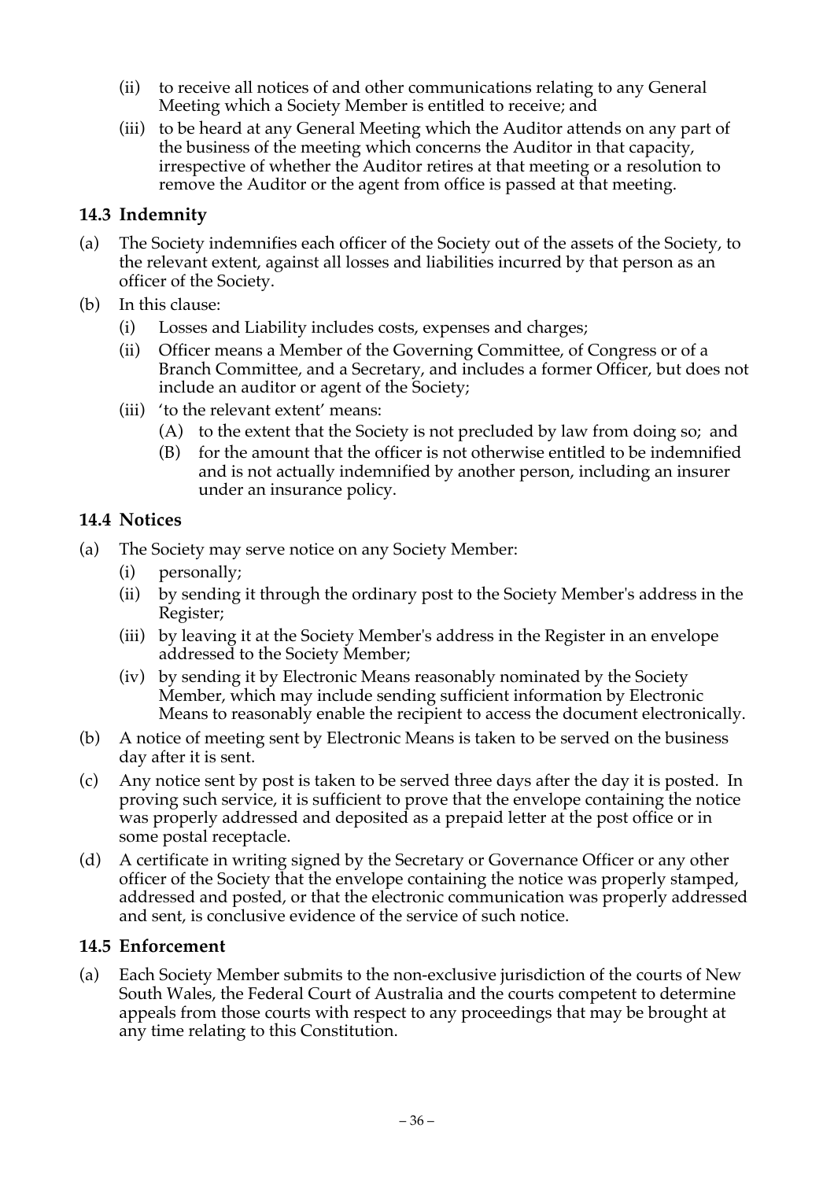- (ii) to receive all notices of and other communications relating to any General Meeting which a Society Member is entitled to receive; and
- (iii) to be heard at any General Meeting which the Auditor attends on any part of the business of the meeting which concerns the Auditor in that capacity, irrespective of whether the Auditor retires at that meeting or a resolution to remove the Auditor or the agent from office is passed at that meeting.

## 14.3 Indemnity

(a) The Society indemnifies each officer of the Society out of the assets of the Society, to the relevant extent, against all losses and liabilities incurred by that person as an officer of the Society.

(b) In this clause:

- (i) Losses and Liability includes costs, expenses and charges;
- (ii) Officer means a Member of the Governing Committee, of Congress or of a Branch Committee, and a Secretary, and includes a former Officer, but does not include an auditor or agent of the Society;
- (iii) 'to the relevant extent' means:
  - (A) to the extent that the Society is not precluded by law from doing so; and
  - (B) for the amount that the officer is not otherwise entitled to be indemnified and is not actually indemnified by another person, including an insurer under an insurance policy.

## 14.4 Notices

(a) The Society may serve notice on any Society Member:

- (i) personally;
- (ii) by sending it through the ordinary post to the Society Member's address in the Register;
- (iii) by leaving it at the Society Member's address in the Register in an envelope addressed to the Society Member;
- (iv) by sending it by Electronic Means reasonably nominated by the Society Member, which may include sending sufficient information by Electronic Means to reasonably enable the recipient to access the document electronically.

(b) A notice of meeting sent by Electronic Means is taken to be served on the business day after it is sent.

(c) Any notice sent by post is taken to be served three days after the day it is posted. In proving such service, it is sufficient to prove that the envelope containing the notice was properly addressed and deposited as a prepaid letter at the post office or in some postal receptacle.

(d) A certificate in writing signed by the Secretary or Governance Officer or any other officer of the Society that the envelope containing the notice was properly stamped, addressed and posted, or that the electronic communication was properly addressed and sent, is conclusive evidence of the service of such notice.

## 14.5 Enforcement

(a) Each Society Member submits to the non-exclusive jurisdiction of the courts of New South Wales, the Federal Court of Australia and the courts competent to determine appeals from those courts with respect to any proceedings that may be brought at any time relating to this Constitution.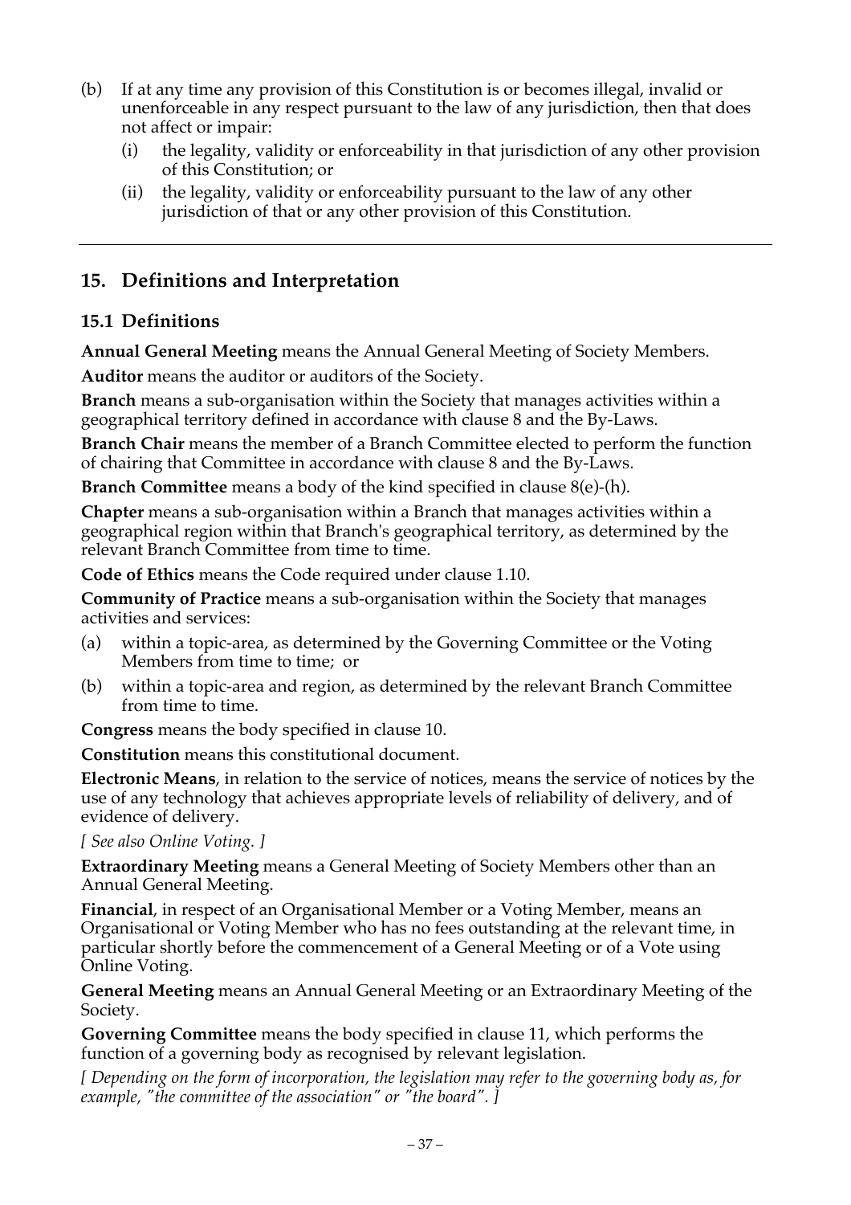(b) If at any time any provision of this Constitution is or becomes illegal, invalid or unenforceable in any respect pursuant to the law of any jurisdiction, then that does not affect or impair:

   (i) the legality, validity or enforceability in that jurisdiction of any other provision of this Constitution; or

   (ii) the legality, validity or enforceability pursuant to the law of any other jurisdiction of that or any other provision of this Constitution.

---

## 15. Definitions and Interpretation

### 15.1 Definitions

**Annual General Meeting** means the Annual General Meeting of Society Members.

**Auditor** means the auditor or auditors of the Society.

**Branch** means a sub-organisation within the Society that manages activities within a geographical territory defined in accordance with clause 8 and the By-Laws.

**Branch Chair** means the member of a Branch Committee elected to perform the function of chairing that Committee in accordance with clause 8 and the By-Laws.

**Branch Committee** means a body of the kind specified in clause 8(e)-(h).

**Chapter** means a sub-organisation within a Branch that manages activities within a geographical region within that Branch's geographical territory, as determined by the relevant Branch Committee from time to time.

**Code of Ethics** means the Code required under clause 1.10.

**Community of Practice** means a sub-organisation within the Society that manages activities and services:

(a) within a topic-area, as determined by the Governing Committee or the Voting Members from time to time; or

(b) within a topic-area and region, as determined by the relevant Branch Committee from time to time.

**Congress** means the body specified in clause 10.

**Constitution** means this constitutional document.

**Electronic Means**, in relation to the service of notices, means the service of notices by the use of any technology that achieves appropriate levels of reliability of delivery, and of evidence of delivery.

*[ See also Online Voting. ]*

**Extraordinary Meeting** means a General Meeting of Society Members other than an Annual General Meeting.

**Financial**, in respect of an Organisational Member or a Voting Member, means an Organisational or Voting Member who has no fees outstanding at the relevant time, in particular shortly before the commencement of a General Meeting or of a Vote using Online Voting.

**General Meeting** means an Annual General Meeting or an Extraordinary Meeting of the Society.

**Governing Committee** means the body specified in clause 11, which performs the function of a governing body as recognised by relevant legislation.

*[ Depending on the form of incorporation, the legislation may refer to the governing body as, for example, "the committee of the association" or "the board". ]*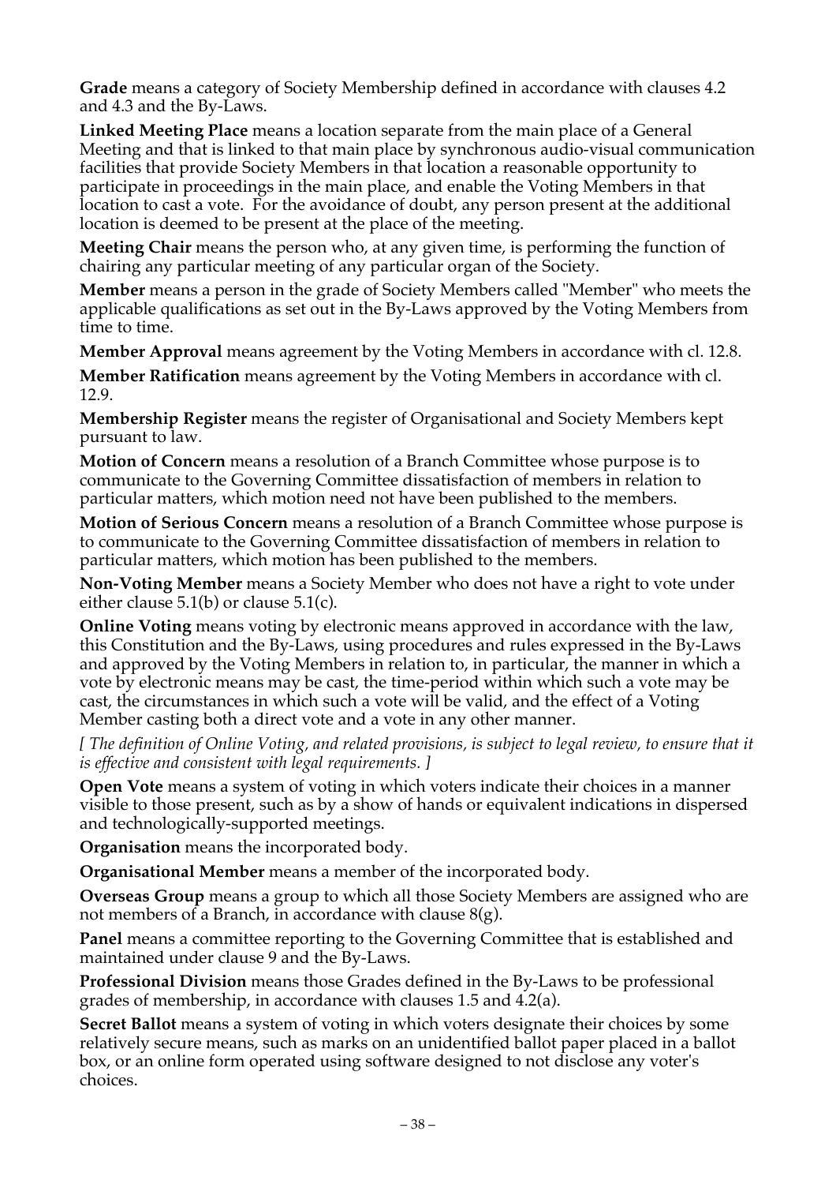**Grade** means a category of Society Membership defined in accordance with clauses 4.2 and 4.3 and the By-Laws.

**Linked Meeting Place** means a location separate from the main place of a General Meeting and that is linked to that main place by synchronous audio-visual communication facilities that provide Society Members in that location a reasonable opportunity to participate in proceedings in the main place, and enable the Voting Members in that location to cast a vote. For the avoidance of doubt, any person present at the additional location is deemed to be present at the place of the meeting.

**Meeting Chair** means the person who, at any given time, is performing the function of chairing any particular meeting of any particular organ of the Society.

**Member** means a person in the grade of Society Members called "Member" who meets the applicable qualifications as set out in the By-Laws approved by the Voting Members from time to time.

**Member Approval** means agreement by the Voting Members in accordance with cl. 12.8.

**Member Ratification** means agreement by the Voting Members in accordance with cl. 12.9.

**Membership Register** means the register of Organisational and Society Members kept pursuant to law.

**Motion of Concern** means a resolution of a Branch Committee whose purpose is to communicate to the Governing Committee dissatisfaction of members in relation to particular matters, which motion need not have been published to the members.

**Motion of Serious Concern** means a resolution of a Branch Committee whose purpose is to communicate to the Governing Committee dissatisfaction of members in relation to particular matters, which motion has been published to the members.

**Non-Voting Member** means a Society Member who does not have a right to vote under either clause 5.1(b) or clause 5.1(c).

**Online Voting** means voting by electronic means approved in accordance with the law, this Constitution and the By-Laws, using procedures and rules expressed in the By-Laws and approved by the Voting Members in relation to, in particular, the manner in which a vote by electronic means may be cast, the time-period within which such a vote may be cast, the circumstances in which such a vote will be valid, and the effect of a Voting Member casting both a direct vote and a vote in any other manner.

*[ The definition of Online Voting, and related provisions, is subject to legal review, to ensure that it is effective and consistent with legal requirements. ]*

**Open Vote** means a system of voting in which voters indicate their choices in a manner visible to those present, such as by a show of hands or equivalent indications in dispersed and technologically-supported meetings.

**Organisation** means the incorporated body.

**Organisational Member** means a member of the incorporated body.

**Overseas Group** means a group to which all those Society Members are assigned who are not members of a Branch, in accordance with clause 8(g).

**Panel** means a committee reporting to the Governing Committee that is established and maintained under clause 9 and the By-Laws.

**Professional Division** means those Grades defined in the By-Laws to be professional grades of membership, in accordance with clauses 1.5 and 4.2(a).

**Secret Ballot** means a system of voting in which voters designate their choices by some relatively secure means, such as marks on an unidentified ballot paper placed in a ballot box, or an online form operated using software designed to not disclose any voter's choices.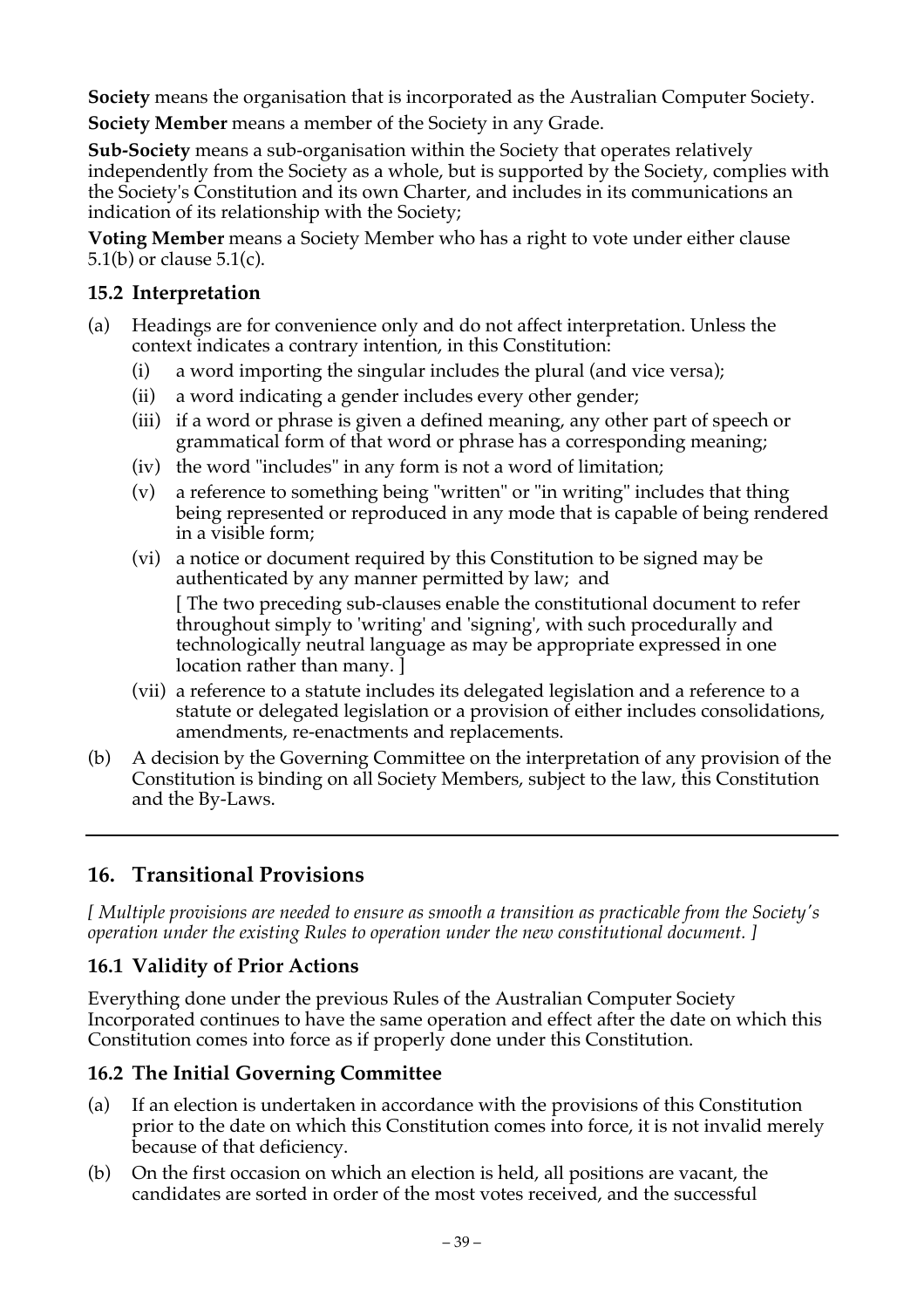**Society** means the organisation that is incorporated as the Australian Computer Society.

**Society Member** means a member of the Society in any Grade.

**Sub-Society** means a sub-organisation within the Society that operates relatively independently from the Society as a whole, but is supported by the Society, complies with the Society's Constitution and its own Charter, and includes in its communications an indication of its relationship with the Society;

**Voting Member** means a Society Member who has a right to vote under either clause 5.1(b) or clause 5.1(c).

### 15.2 Interpretation

(a) Headings are for convenience only and do not affect interpretation. Unless the context indicates a contrary intention, in this Constitution:

   (i) a word importing the singular includes the plural (and vice versa);

   (ii) a word indicating a gender includes every other gender;

   (iii) if a word or phrase is given a defined meaning, any other part of speech or grammatical form of that word or phrase has a corresponding meaning;

   (iv) the word "includes" in any form is not a word of limitation;

   (v) a reference to something being "written" or "in writing" includes that thing being represented or reproduced in any mode that is capable of being rendered in a visible form;

   (vi) a notice or document required by this Constitution to be signed may be authenticated by any manner permitted by law; and

   [ The two preceding sub-clauses enable the constitutional document to refer throughout simply to 'writing' and 'signing', with such procedurally and technologically neutral language as may be appropriate expressed in one location rather than many. ]

   (vii) a reference to a statute includes its delegated legislation and a reference to a statute or delegated legislation or a provision of either includes consolidations, amendments, re-enactments and replacements.

(b) A decision by the Governing Committee on the interpretation of any provision of the Constitution is binding on all Society Members, subject to the law, this Constitution and the By-Laws.

---

## 16. Transitional Provisions

*[ Multiple provisions are needed to ensure as smooth a transition as practicable from the Society's operation under the existing Rules to operation under the new constitutional document. ]*

### 16.1 Validity of Prior Actions

Everything done under the previous Rules of the Australian Computer Society Incorporated continues to have the same operation and effect after the date on which this Constitution comes into force as if properly done under this Constitution.

### 16.2 The Initial Governing Committee

(a) If an election is undertaken in accordance with the provisions of this Constitution prior to the date on which this Constitution comes into force, it is not invalid merely because of that deficiency.

(b) On the first occasion on which an election is held, all positions are vacant, the candidates are sorted in order of the most votes received, and the successful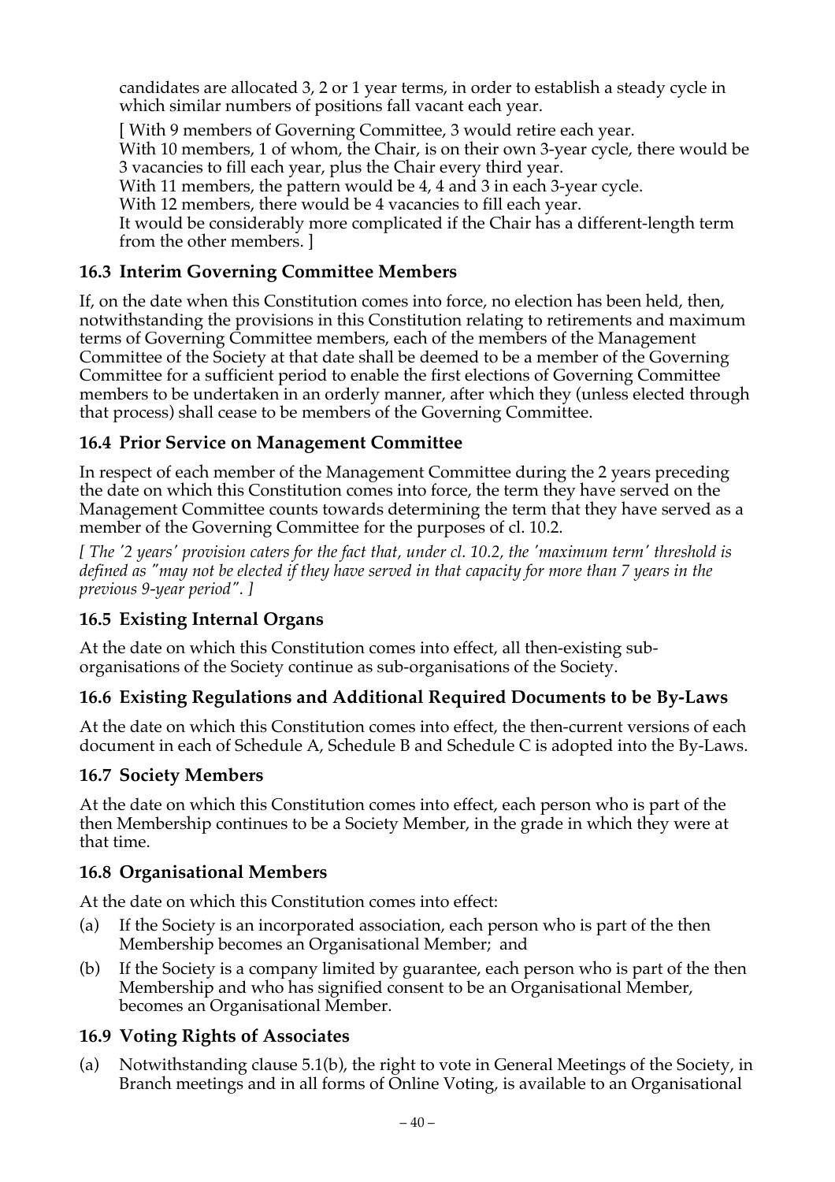candidates are allocated 3, 2 or 1 year terms, in order to establish a steady cycle in which similar numbers of positions fall vacant each year.

[ With 9 members of Governing Committee, 3 would retire each year.
With 10 members, 1 of whom, the Chair, is on their own 3-year cycle, there would be 3 vacancies to fill each year, plus the Chair every third year.
With 11 members, the pattern would be 4, 4 and 3 in each 3-year cycle.
With 12 members, there would be 4 vacancies to fill each year.
It would be considerably more complicated if the Chair has a different-length term from the other members. ]

### 16.3 Interim Governing Committee Members

If, on the date when this Constitution comes into force, no election has been held, then, notwithstanding the provisions in this Constitution relating to retirements and maximum terms of Governing Committee members, each of the members of the Management Committee of the Society at that date shall be deemed to be a member of the Governing Committee for a sufficient period to enable the first elections of Governing Committee members to be undertaken in an orderly manner, after which they (unless elected through that process) shall cease to be members of the Governing Committee.

### 16.4 Prior Service on Management Committee

In respect of each member of the Management Committee during the 2 years preceding the date on which this Constitution comes into force, the term they have served on the Management Committee counts towards determining the term that they have served as a member of the Governing Committee for the purposes of cl. 10.2.

*[ The '2 years' provision caters for the fact that, under cl. 10.2, the 'maximum term' threshold is defined as "may not be elected if they have served in that capacity for more than 7 years in the previous 9-year period". ]*

### 16.5 Existing Internal Organs

At the date on which this Constitution comes into effect, all then-existing sub-organisations of the Society continue as sub-organisations of the Society.

### 16.6 Existing Regulations and Additional Required Documents to be By-Laws

At the date on which this Constitution comes into effect, the then-current versions of each document in each of Schedule A, Schedule B and Schedule C is adopted into the By-Laws.

### 16.7 Society Members

At the date on which this Constitution comes into effect, each person who is part of the then Membership continues to be a Society Member, in the grade in which they were at that time.

### 16.8 Organisational Members

At the date on which this Constitution comes into effect:

(a) If the Society is an incorporated association, each person who is part of the then Membership becomes an Organisational Member; and

(b) If the Society is a company limited by guarantee, each person who is part of the then Membership and who has signified consent to be an Organisational Member, becomes an Organisational Member.

### 16.9 Voting Rights of Associates

(a) Notwithstanding clause 5.1(b), the right to vote in General Meetings of the Society, in Branch meetings and in all forms of Online Voting, is available to an Organisational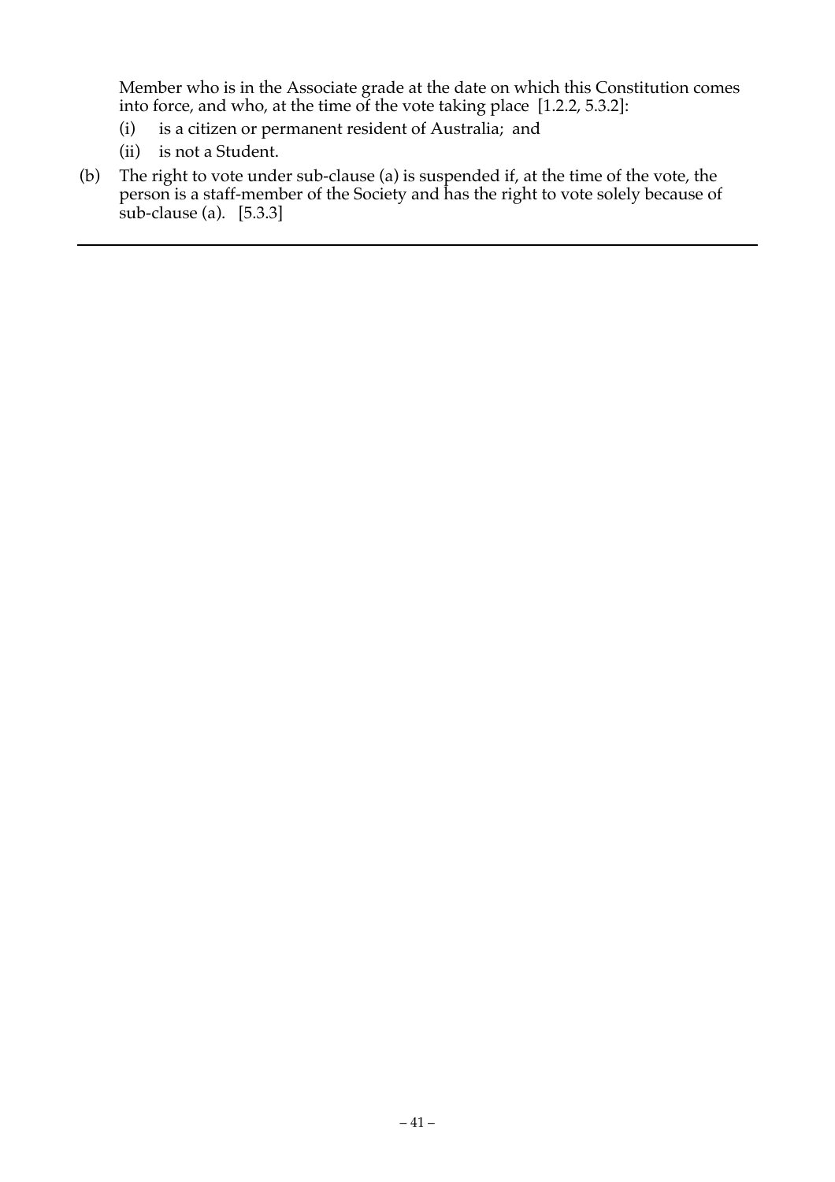Member who is in the Associate grade at the date on which this Constitution comes into force, and who, at the time of the vote taking place [1.2.2, 5.3.2]:

(i) is a citizen or permanent resident of Australia; and

(ii) is not a Student.

(b) The right to vote under sub-clause (a) is suspended if, at the time of the vote, the person is a staff-member of the Society and has the right to vote solely because of sub-clause (a). [5.3.3]

---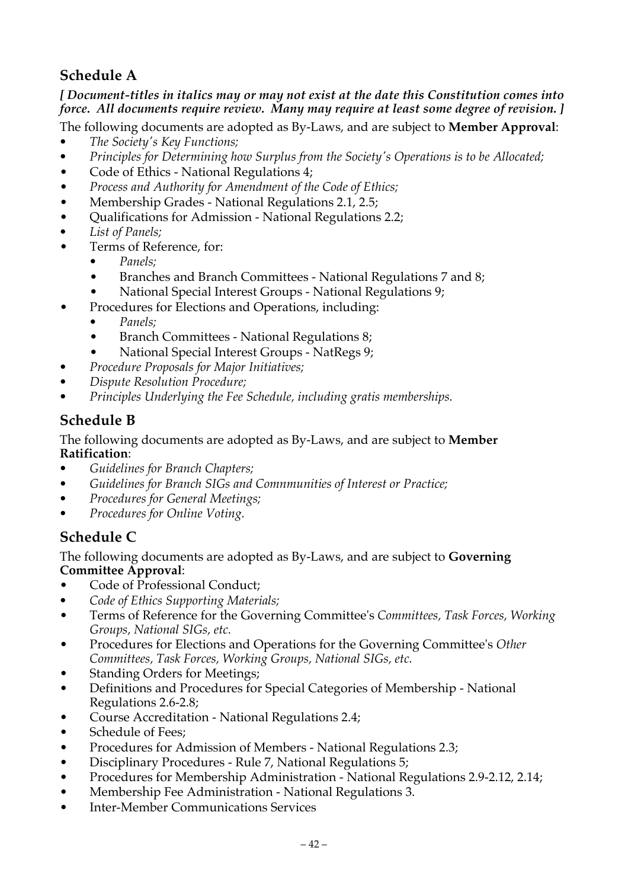## Schedule A

***[ Document-titles in italics may or may not exist at the date this Constitution comes into force. All documents require review. Many may require at least some degree of revision. ]***

The following documents are adopted as By-Laws, and are subject to **Member Approval**:

- *The Society's Key Functions;*
- *Principles for Determining how Surplus from the Society's Operations is to be Allocated;*
- Code of Ethics - National Regulations 4;
- *Process and Authority for Amendment of the Code of Ethics;*
- Membership Grades - National Regulations 2.1, 2.5;
- Qualifications for Admission - National Regulations 2.2;
- *List of Panels;*
- Terms of Reference, for:
  - *Panels;*
  - Branches and Branch Committees - National Regulations 7 and 8;
  - National Special Interest Groups - National Regulations 9;
- Procedures for Elections and Operations, including:
  - *Panels;*
  - Branch Committees - National Regulations 8;
  - National Special Interest Groups - NatRegs 9;
- *Procedure Proposals for Major Initiatives;*
- *Dispute Resolution Procedure;*
- *Principles Underlying the Fee Schedule, including gratis memberships.*

## Schedule B

The following documents are adopted as By-Laws, and are subject to **Member Ratification**:

- *Guidelines for Branch Chapters;*
- *Guidelines for Branch SIGs and Comnmunities of Interest or Practice;*
- *Procedures for General Meetings;*
- *Procedures for Online Voting.*

## Schedule C

The following documents are adopted as By-Laws, and are subject to **Governing Committee Approval**:

- Code of Professional Conduct;
- *Code of Ethics Supporting Materials;*
- Terms of Reference for the Governing Committee's *Committees, Task Forces, Working Groups, National SIGs, etc.*
- Procedures for Elections and Operations for the Governing Committee's *Other Committees, Task Forces, Working Groups, National SIGs, etc.*
- Standing Orders for Meetings;
- Definitions and Procedures for Special Categories of Membership - National Regulations 2.6-2.8;
- Course Accreditation - National Regulations 2.4;
- Schedule of Fees;
- Procedures for Admission of Members - National Regulations 2.3;
- Disciplinary Procedures - Rule 7, National Regulations 5;
- Procedures for Membership Administration - National Regulations 2.9-2.12, 2.14;
- Membership Fee Administration - National Regulations 3.
- Inter-Member Communications Services